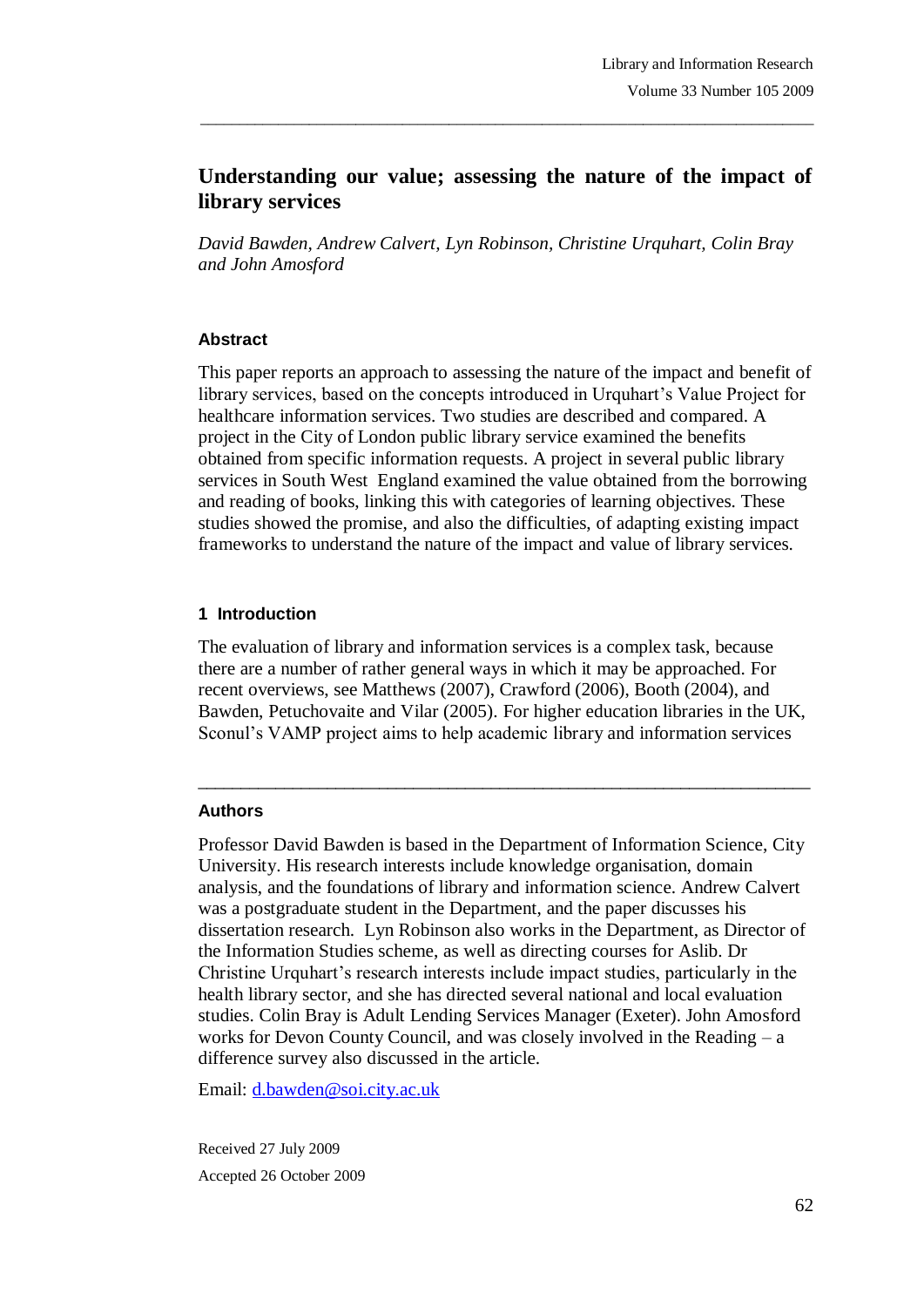# Understanding our value; assessing the nature of the impact of library services

*David Bawden, Andrew Calvert, Lyn Robinson, Christine Urquhart, Colin Bray and John Amosford*

### Abstract

This paper reports an approach to assessing the nature of the impact and benefit of library services, based on the concepts introduced in Urquhart's Value Project for healthcare information services. Two studies are described and compared. A project in the City of London public library service examined the benefits obtained from specific information requests. A project in several public library services in South West England examined the value obtained from the borrowing and reading of books, linking this with categories of learning objectives. These studies showed the promise, and also the difficulties, of adapting existing impact frameworks to understand the nature of the impact and value of library services.

## 1 Introduction

The evaluation of library and information services is a complex task, because there are a number of rather general ways in which it may be approached. For recent overviews, see Matthews (2007), Crawford (2006), Booth (2004), and Bawden, Petuchovaite and Vilar (2005). For higher education libraries in the UK, Sconul's VAMP project aims to help academic library and information services

### Authors

Professor David Bawden is based in the Department of Information Science, City University. His research interests include knowledge organisation, domain analysis, and the foundations of library and information science. Andrew Calvert was a postgraduate student in the Department, and the paper discusses his dissertation research. Lyn Robinson also works in the Department, as Director of the Information Studies scheme, as well as directing courses for Aslib. Dr Christine Urquhart's research interests include impact studies, particularly in the health library sector, and she has directed several national and local evaluation studies. Colin Bray is Adult Lending Services Manager (Exeter). John Amosford works for Devon County Council, and was closely involved in the Reading – a difference survey also discussed in the article.

Email: d.bawden@soi.city.ac.uk

Received 27 July 2009

Accepted 26 October 2009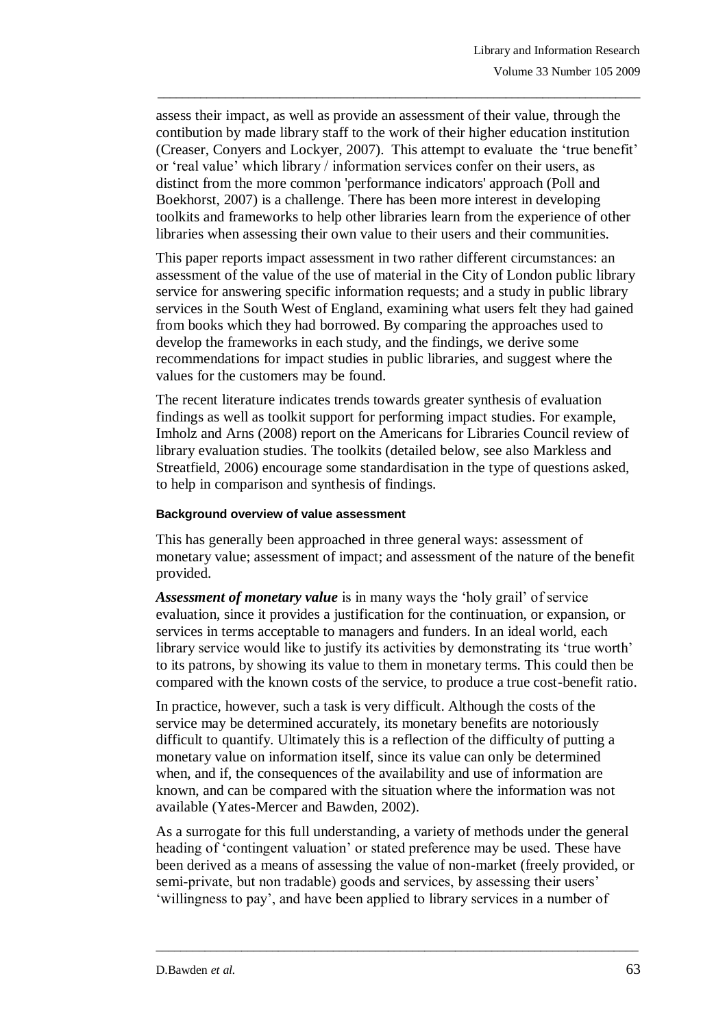assess their impact, as well as provide an assessment of their value, through the contibution by made library staff to the work of their higher education institution (Creaser, Conyers and Lockyer, 2007). This attempt to evaluate the 'true benefit' or 'real value' which library / information services confer on their users, as distinct from the more common 'performance indicators' approach (Poll and Boekhorst, 2007) is a challenge. There has been more interest in developing toolkits and frameworks to help other libraries learn from the experience of other libraries when assessing their own value to their users and their communities.

This paper reports impact assessment in two rather different circumstances: an assessment of the value of the use of material in the City of London public library service for answering specific information requests; and a study in public library services in the South West of England, examining what users felt they had gained from books which they had borrowed. By comparing the approaches used to develop the frameworks in each study, and the findings, we derive some recommendations for impact studies in public libraries, and suggest where the values for the customers may be found.

The recent literature indicates trends towards greater synthesis of evaluation findings as well as toolkit support for performing impact studies. For example, Imholz and Arns (2008) report on the Americans for Libraries Council review of library evaluation studies. The toolkits (detailed below, see also Markless and Streatfield, 2006) encourage some standardisation in the type of questions asked, to help in comparison and synthesis of findings.

#### Background overview of value assessment

This has generally been approached in three general ways: assessment of monetary value; assessment of impact; and assessment of the nature of the benefit provided.

***Assessment of monetary value*** is in many ways the 'holy grail' of service evaluation, since it provides a justification for the continuation, or expansion, or services in terms acceptable to managers and funders. In an ideal world, each library service would like to justify its activities by demonstrating its 'true worth' to its patrons, by showing its value to them in monetary terms. This could then be compared with the known costs of the service, to produce a true cost-benefit ratio.

In practice, however, such a task is very difficult. Although the costs of the service may be determined accurately, its monetary benefits are notoriously difficult to quantify. Ultimately this is a reflection of the difficulty of putting a monetary value on information itself, since its value can only be determined when, and if, the consequences of the availability and use of information are known, and can be compared with the situation where the information was not available (Yates-Mercer and Bawden, 2002).

As a surrogate for this full understanding, a variety of methods under the general heading of 'contingent valuation' or stated preference may be used. These have been derived as a means of assessing the value of non-market (freely provided, or semi-private, but non tradable) goods and services, by assessing their users' 'willingness to pay', and have been applied to library services in a number of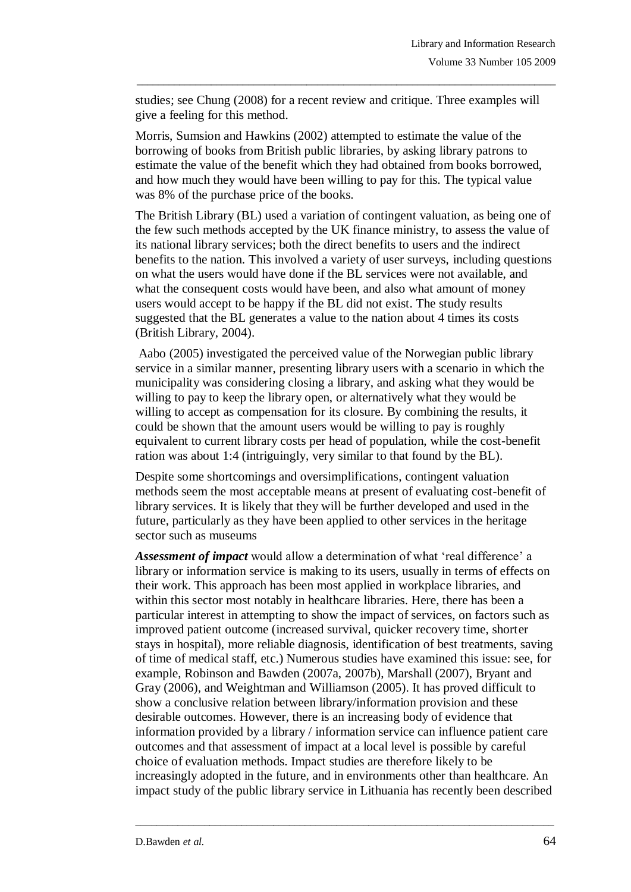studies; see Chung (2008) for a recent review and critique. Three examples will give a feeling for this method.

Morris, Sumsion and Hawkins (2002) attempted to estimate the value of the borrowing of books from British public libraries, by asking library patrons to estimate the value of the benefit which they had obtained from books borrowed, and how much they would have been willing to pay for this. The typical value was 8% of the purchase price of the books.

The British Library (BL) used a variation of contingent valuation, as being one of the few such methods accepted by the UK finance ministry, to assess the value of its national library services; both the direct benefits to users and the indirect benefits to the nation. This involved a variety of user surveys, including questions on what the users would have done if the BL services were not available, and what the consequent costs would have been, and also what amount of money users would accept to be happy if the BL did not exist. The study results suggested that the BL generates a value to the nation about 4 times its costs (British Library, 2004).

Aabo (2005) investigated the perceived value of the Norwegian public library service in a similar manner, presenting library users with a scenario in which the municipality was considering closing a library, and asking what they would be willing to pay to keep the library open, or alternatively what they would be willing to accept as compensation for its closure. By combining the results, it could be shown that the amount users would be willing to pay is roughly equivalent to current library costs per head of population, while the cost-benefit ration was about 1:4 (intriguingly, very similar to that found by the BL).

Despite some shortcomings and oversimplifications, contingent valuation methods seem the most acceptable means at present of evaluating cost-benefit of library services. It is likely that they will be further developed and used in the future, particularly as they have been applied to other services in the heritage sector such as museums

***Assessment of impact*** would allow a determination of what 'real difference' a library or information service is making to its users, usually in terms of effects on their work. This approach has been most applied in workplace libraries, and within this sector most notably in healthcare libraries. Here, there has been a particular interest in attempting to show the impact of services, on factors such as improved patient outcome (increased survival, quicker recovery time, shorter stays in hospital), more reliable diagnosis, identification of best treatments, saving of time of medical staff, etc.) Numerous studies have examined this issue: see, for example, Robinson and Bawden (2007a, 2007b), Marshall (2007), Bryant and Gray (2006), and Weightman and Williamson (2005). It has proved difficult to show a conclusive relation between library/information provision and these desirable outcomes. However, there is an increasing body of evidence that information provided by a library / information service can influence patient care outcomes and that assessment of impact at a local level is possible by careful choice of evaluation methods. Impact studies are therefore likely to be increasingly adopted in the future, and in environments other than healthcare. An impact study of the public library service in Lithuania has recently been described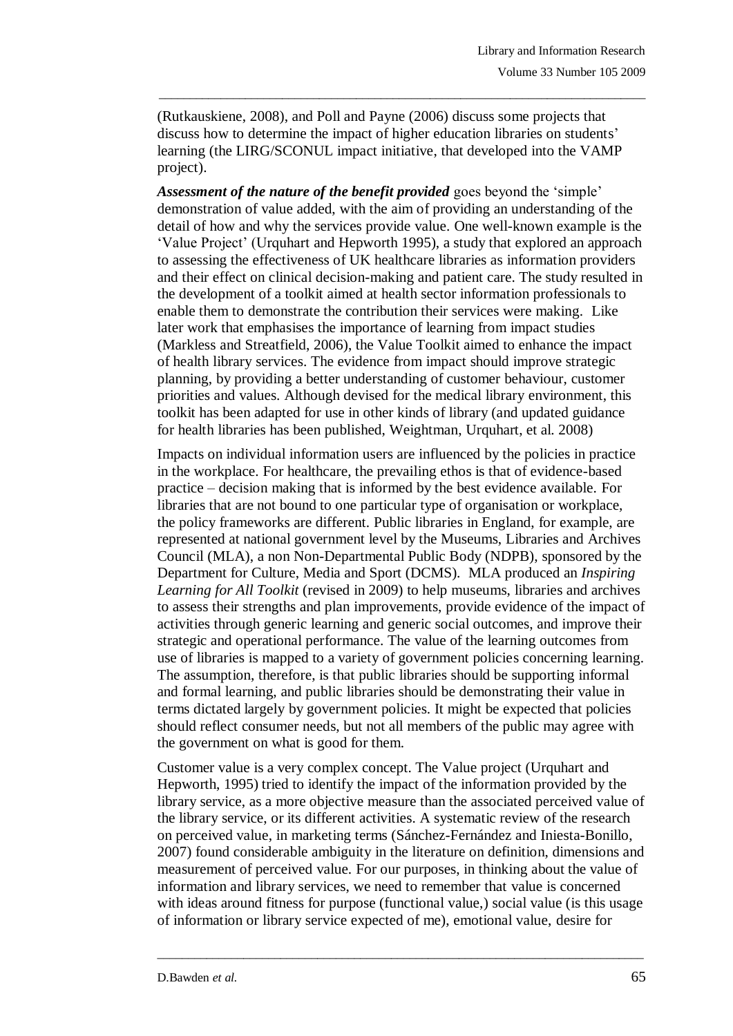(Rutkauskiene, 2008), and Poll and Payne (2006) discuss some projects that discuss how to determine the impact of higher education libraries on students' learning (the LIRG/SCONUL impact initiative, that developed into the VAMP project).

***Assessment of the nature of the benefit provided*** goes beyond the 'simple' demonstration of value added, with the aim of providing an understanding of the detail of how and why the services provide value. One well-known example is the 'Value Project' (Urquhart and Hepworth 1995), a study that explored an approach to assessing the effectiveness of UK healthcare libraries as information providers and their effect on clinical decision-making and patient care. The study resulted in the development of a toolkit aimed at health sector information professionals to enable them to demonstrate the contribution their services were making. Like later work that emphasises the importance of learning from impact studies (Markless and Streatfield, 2006), the Value Toolkit aimed to enhance the impact of health library services. The evidence from impact should improve strategic planning, by providing a better understanding of customer behaviour, customer priorities and values. Although devised for the medical library environment, this toolkit has been adapted for use in other kinds of library (and updated guidance for health libraries has been published, Weightman, Urquhart, et al. 2008)

Impacts on individual information users are influenced by the policies in practice in the workplace. For healthcare, the prevailing ethos is that of evidence-based practice – decision making that is informed by the best evidence available. For libraries that are not bound to one particular type of organisation or workplace, the policy frameworks are different. Public libraries in England, for example, are represented at national government level by the Museums, Libraries and Archives Council (MLA), a non Non-Departmental Public Body (NDPB), sponsored by the Department for Culture, Media and Sport (DCMS). MLA produced an *Inspiring Learning for All Toolkit* (revised in 2009) to help museums, libraries and archives to assess their strengths and plan improvements, provide evidence of the impact of activities through generic learning and generic social outcomes, and improve their strategic and operational performance. The value of the learning outcomes from use of libraries is mapped to a variety of government policies concerning learning. The assumption, therefore, is that public libraries should be supporting informal and formal learning, and public libraries should be demonstrating their value in terms dictated largely by government policies. It might be expected that policies should reflect consumer needs, but not all members of the public may agree with the government on what is good for them.

Customer value is a very complex concept. The Value project (Urquhart and Hepworth, 1995) tried to identify the impact of the information provided by the library service, as a more objective measure than the associated perceived value of the library service, or its different activities. A systematic review of the research on perceived value, in marketing terms (Sánchez-Fernández and Iniesta-Bonillo, 2007) found considerable ambiguity in the literature on definition, dimensions and measurement of perceived value. For our purposes, in thinking about the value of information and library services, we need to remember that value is concerned with ideas around fitness for purpose (functional value,) social value (is this usage of information or library service expected of me), emotional value, desire for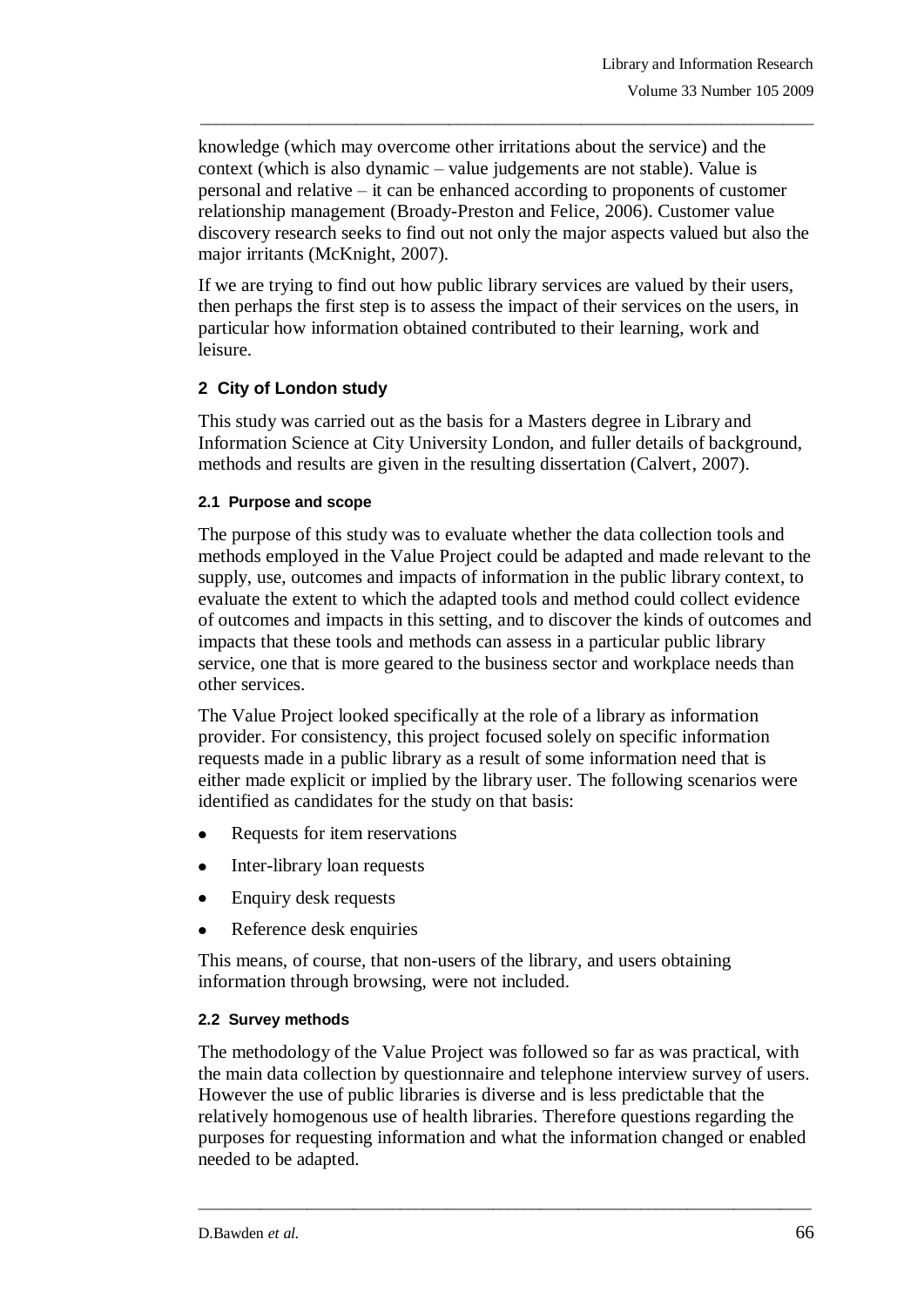knowledge (which may overcome other irritations about the service) and the context (which is also dynamic – value judgements are not stable). Value is personal and relative – it can be enhanced according to proponents of customer relationship management (Broady-Preston and Felice, 2006). Customer value discovery research seeks to find out not only the major aspects valued but also the major irritants (McKnight, 2007).

If we are trying to find out how public library services are valued by their users, then perhaps the first step is to assess the impact of their services on the users, in particular how information obtained contributed to their learning, work and leisure.

## 2 City of London study

This study was carried out as the basis for a Masters degree in Library and Information Science at City University London, and fuller details of background, methods and results are given in the resulting dissertation (Calvert, 2007).

### 2.1 Purpose and scope

The purpose of this study was to evaluate whether the data collection tools and methods employed in the Value Project could be adapted and made relevant to the supply, use, outcomes and impacts of information in the public library context, to evaluate the extent to which the adapted tools and method could collect evidence of outcomes and impacts in this setting, and to discover the kinds of outcomes and impacts that these tools and methods can assess in a particular public library service, one that is more geared to the business sector and workplace needs than other services.

The Value Project looked specifically at the role of a library as information provider. For consistency, this project focused solely on specific information requests made in a public library as a result of some information need that is either made explicit or implied by the library user. The following scenarios were identified as candidates for the study on that basis:

- Requests for item reservations
- Inter-library loan requests
- Enquiry desk requests
- Reference desk enquiries

This means, of course, that non-users of the library, and users obtaining information through browsing, were not included.

### 2.2 Survey methods

The methodology of the Value Project was followed so far as was practical, with the main data collection by questionnaire and telephone interview survey of users. However the use of public libraries is diverse and is less predictable that the relatively homogenous use of health libraries. Therefore questions regarding the purposes for requesting information and what the information changed or enabled needed to be adapted.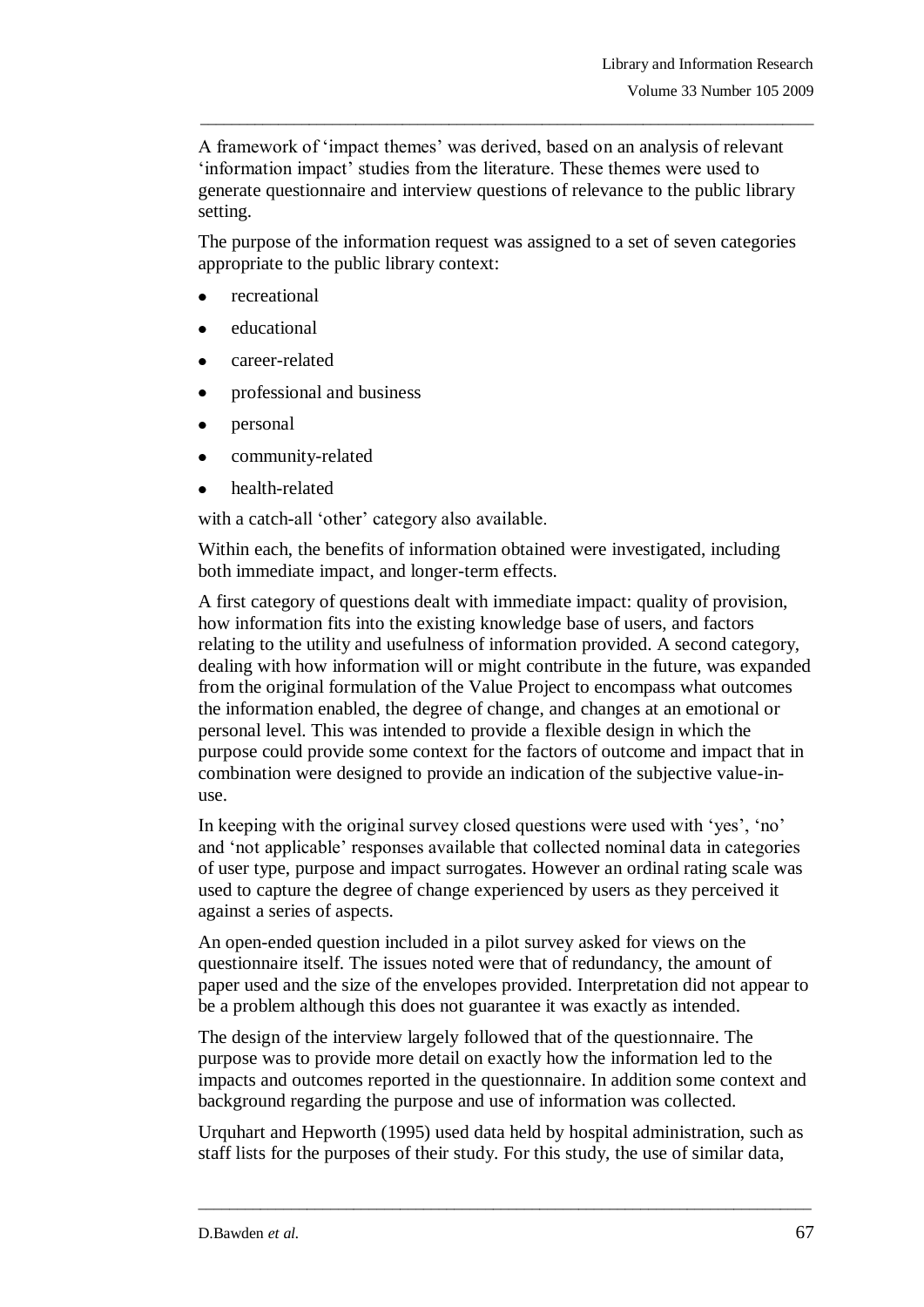A framework of 'impact themes' was derived, based on an analysis of relevant 'information impact' studies from the literature. These themes were used to generate questionnaire and interview questions of relevance to the public library setting.

The purpose of the information request was assigned to a set of seven categories appropriate to the public library context:

- recreational
- educational
- career-related
- professional and business
- personal
- community-related
- health-related

with a catch-all 'other' category also available.

Within each, the benefits of information obtained were investigated, including both immediate impact, and longer-term effects.

A first category of questions dealt with immediate impact: quality of provision, how information fits into the existing knowledge base of users, and factors relating to the utility and usefulness of information provided. A second category, dealing with how information will or might contribute in the future, was expanded from the original formulation of the Value Project to encompass what outcomes the information enabled, the degree of change, and changes at an emotional or personal level. This was intended to provide a flexible design in which the purpose could provide some context for the factors of outcome and impact that in combination were designed to provide an indication of the subjective value-in-use.

In keeping with the original survey closed questions were used with 'yes', 'no' and 'not applicable' responses available that collected nominal data in categories of user type, purpose and impact surrogates. However an ordinal rating scale was used to capture the degree of change experienced by users as they perceived it against a series of aspects.

An open-ended question included in a pilot survey asked for views on the questionnaire itself. The issues noted were that of redundancy, the amount of paper used and the size of the envelopes provided. Interpretation did not appear to be a problem although this does not guarantee it was exactly as intended.

The design of the interview largely followed that of the questionnaire. The purpose was to provide more detail on exactly how the information led to the impacts and outcomes reported in the questionnaire. In addition some context and background regarding the purpose and use of information was collected.

Urquhart and Hepworth (1995) used data held by hospital administration, such as staff lists for the purposes of their study. For this study, the use of similar data,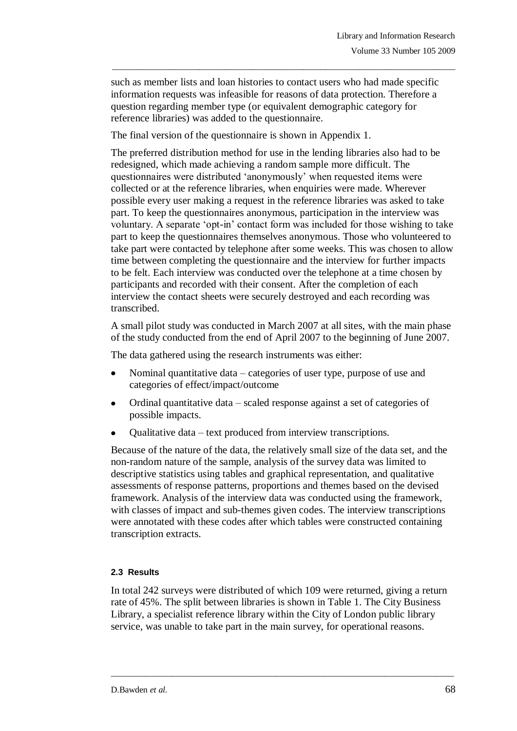such as member lists and loan histories to contact users who had made specific information requests was infeasible for reasons of data protection. Therefore a question regarding member type (or equivalent demographic category for reference libraries) was added to the questionnaire.

The final version of the questionnaire is shown in Appendix 1.

The preferred distribution method for use in the lending libraries also had to be redesigned, which made achieving a random sample more difficult. The questionnaires were distributed 'anonymously' when requested items were collected or at the reference libraries, when enquiries were made. Wherever possible every user making a request in the reference libraries was asked to take part. To keep the questionnaires anonymous, participation in the interview was voluntary. A separate 'opt-in' contact form was included for those wishing to take part to keep the questionnaires themselves anonymous. Those who volunteered to take part were contacted by telephone after some weeks. This was chosen to allow time between completing the questionnaire and the interview for further impacts to be felt. Each interview was conducted over the telephone at a time chosen by participants and recorded with their consent. After the completion of each interview the contact sheets were securely destroyed and each recording was transcribed.

A small pilot study was conducted in March 2007 at all sites, with the main phase of the study conducted from the end of April 2007 to the beginning of June 2007.

The data gathered using the research instruments was either:

- Nominal quantitative data – categories of user type, purpose of use and categories of effect/impact/outcome
- Ordinal quantitative data – scaled response against a set of categories of possible impacts.
- Qualitative data – text produced from interview transcriptions.

Because of the nature of the data, the relatively small size of the data set, and the non-random nature of the sample, analysis of the survey data was limited to descriptive statistics using tables and graphical representation, and qualitative assessments of response patterns, proportions and themes based on the devised framework. Analysis of the interview data was conducted using the framework, with classes of impact and sub-themes given codes. The interview transcriptions were annotated with these codes after which tables were constructed containing transcription extracts.

### 2.3 Results

In total 242 surveys were distributed of which 109 were returned, giving a return rate of 45%. The split between libraries is shown in Table 1. The City Business Library, a specialist reference library within the City of London public library service, was unable to take part in the main survey, for operational reasons.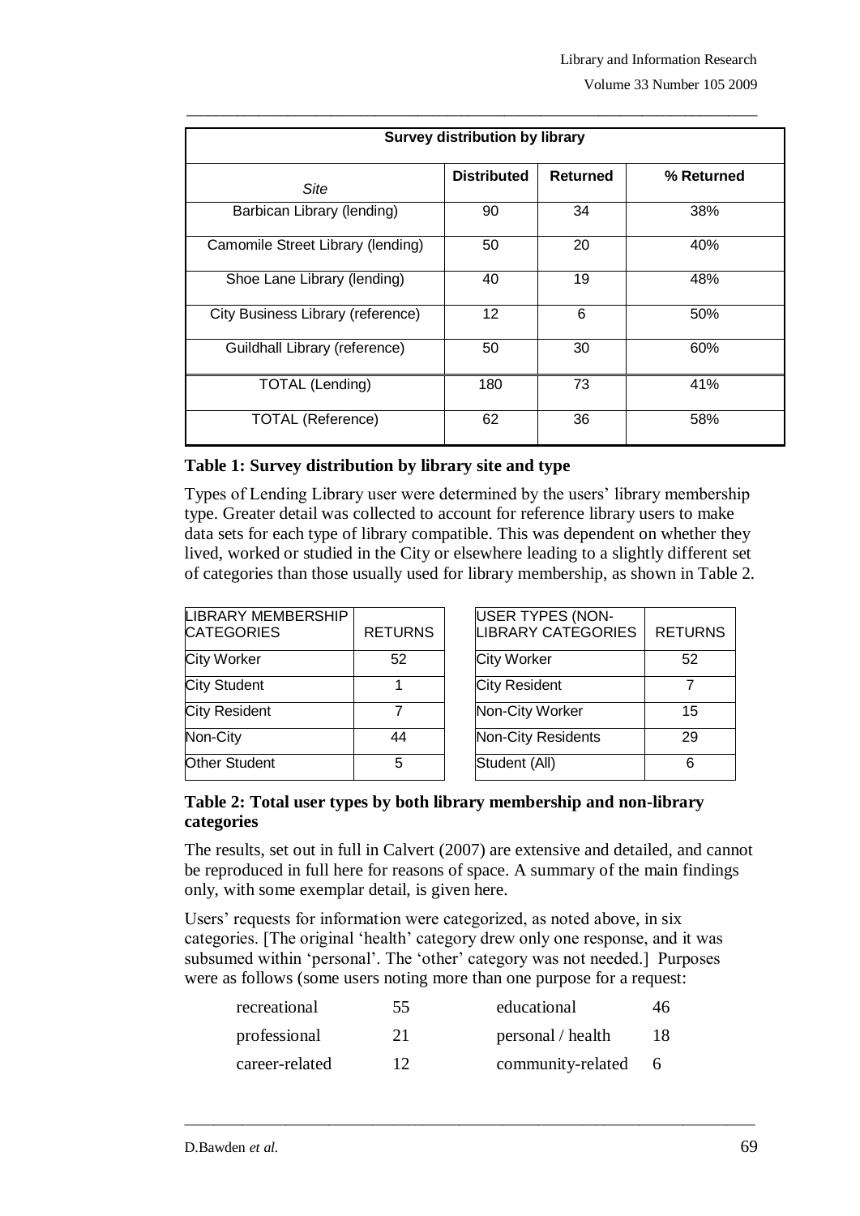| Survey distribution by library | | | |
|---|---|---|---|
| *Site* | **Distributed** | **Returned** | **% Returned** |
| Barbican Library (lending) | 90 | 34 | 38% |
| Camomile Street Library (lending) | 50 | 20 | 40% |
| Shoe Lane Library (lending) | 40 | 19 | 48% |
| City Business Library (reference) | 12 | 6 | 50% |
| Guildhall Library (reference) | 50 | 30 | 60% |
| TOTAL (Lending) | 180 | 73 | 41% |
| TOTAL (Reference) | 62 | 36 | 58% |

**Table 1: Survey distribution by library site and type**

Types of Lending Library user were determined by the users' library membership type. Greater detail was collected to account for reference library users to make data sets for each type of library compatible. This was dependent on whether they lived, worked or studied in the City or elsewhere leading to a slightly different set of categories than those usually used for library membership, as shown in Table 2.

| LIBRARY MEMBERSHIP CATEGORIES | RETURNS |
|---|---|
| City Worker | 52 |
| City Student | 1 |
| City Resident | 7 |
| Non-City | 44 |
| Other Student | 5 |

| USER TYPES (NON-LIBRARY CATEGORIES | RETURNS |
|---|---|
| City Worker | 52 |
| City Resident | 7 |
| Non-City Worker | 15 |
| Non-City Residents | 29 |
| Student (All) | 6 |

**Table 2: Total user types by both library membership and non-library categories**

The results, set out in full in Calvert (2007) are extensive and detailed, and cannot be reproduced in full here for reasons of space. A summary of the main findings only, with some exemplar detail, is given here.

Users' requests for information were categorized, as noted above, in six categories. [The original 'health' category drew only one response, and it was subsumed within 'personal'. The 'other' category was not needed.] Purposes were as follows (some users noting more than one purpose for a request:

| | | | |
|---|---|---|---|
| recreational | 55 | educational | 46 |
| professional | 21 | personal / health | 18 |
| career-related | 12 | community-related | 6 |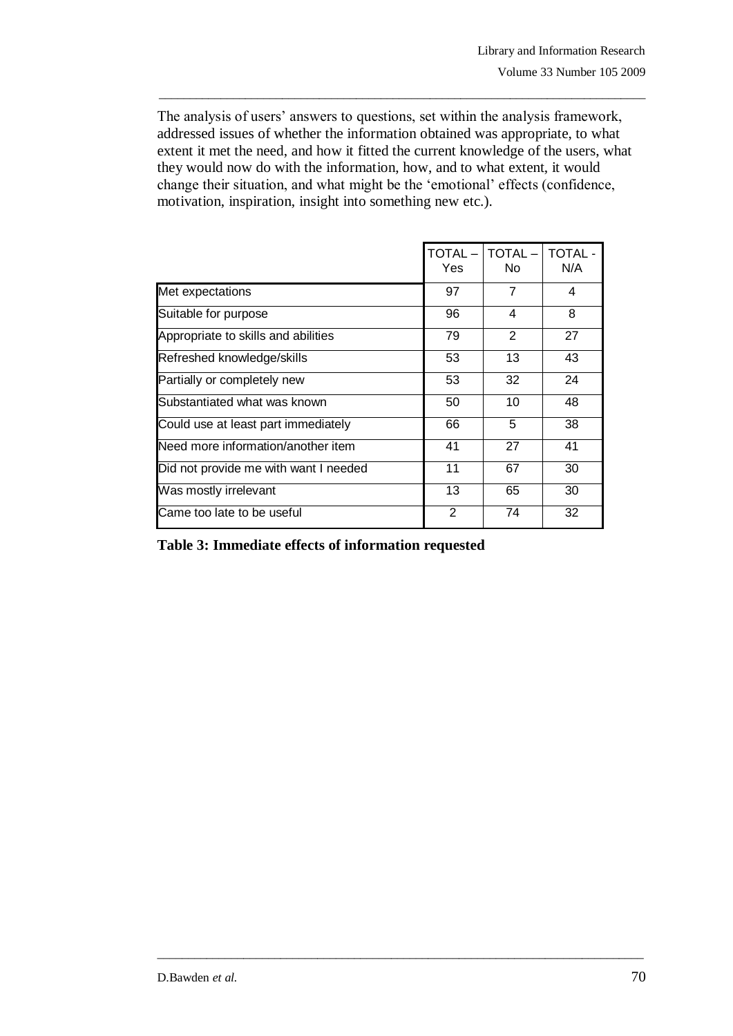The analysis of users' answers to questions, set within the analysis framework, addressed issues of whether the information obtained was appropriate, to what extent it met the need, and how it fitted the current knowledge of the users, what they would now do with the information, how, and to what extent, it would change their situation, and what might be the 'emotional' effects (confidence, motivation, inspiration, insight into something new etc.).

| | TOTAL – Yes | TOTAL – No | TOTAL - N/A |
|---|---|---|---|
| Met expectations | 97 | 7 | 4 |
| Suitable for purpose | 96 | 4 | 8 |
| Appropriate to skills and abilities | 79 | 2 | 27 |
| Refreshed knowledge/skills | 53 | 13 | 43 |
| Partially or completely new | 53 | 32 | 24 |
| Substantiated what was known | 50 | 10 | 48 |
| Could use at least part immediately | 66 | 5 | 38 |
| Need more information/another item | 41 | 27 | 41 |
| Did not provide me with want I needed | 11 | 67 | 30 |
| Was mostly irrelevant | 13 | 65 | 30 |
| Came too late to be useful | 2 | 74 | 32 |

**Table 3: Immediate effects of information requested**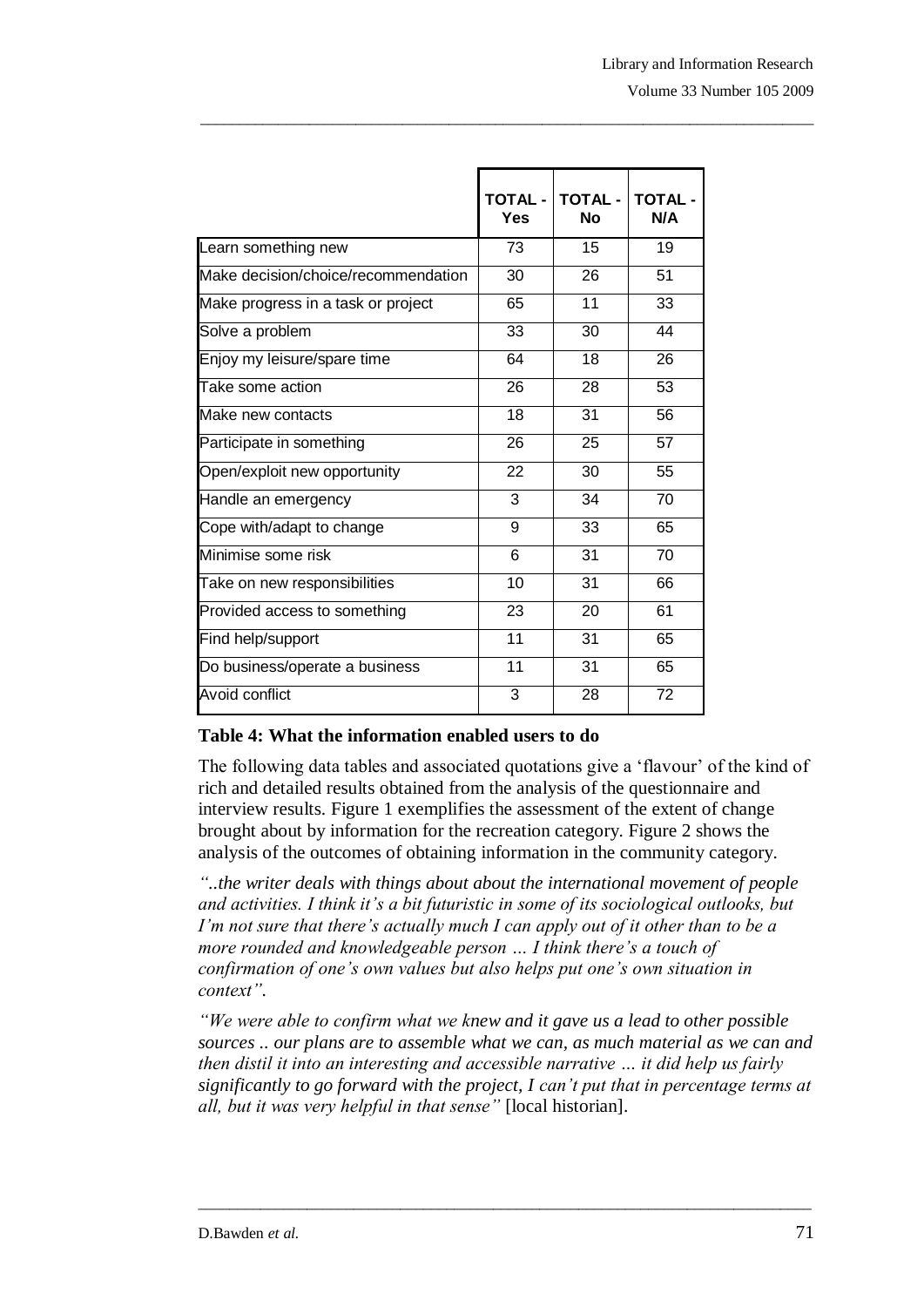| | TOTAL - Yes | TOTAL - No | TOTAL - N/A |
|---|---|---|---|
| Learn something new | 73 | 15 | 19 |
| Make decision/choice/recommendation | 30 | 26 | 51 |
| Make progress in a task or project | 65 | 11 | 33 |
| Solve a problem | 33 | 30 | 44 |
| Enjoy my leisure/spare time | 64 | 18 | 26 |
| Take some action | 26 | 28 | 53 |
| Make new contacts | 18 | 31 | 56 |
| Participate in something | 26 | 25 | 57 |
| Open/exploit new opportunity | 22 | 30 | 55 |
| Handle an emergency | 3 | 34 | 70 |
| Cope with/adapt to change | 9 | 33 | 65 |
| Minimise some risk | 6 | 31 | 70 |
| Take on new responsibilities | 10 | 31 | 66 |
| Provided access to something | 23 | 20 | 61 |
| Find help/support | 11 | 31 | 65 |
| Do business/operate a business | 11 | 31 | 65 |
| Avoid conflict | 3 | 28 | 72 |

**Table 4: What the information enabled users to do**

The following data tables and associated quotations give a 'flavour' of the kind of rich and detailed results obtained from the analysis of the questionnaire and interview results. Figure 1 exemplifies the assessment of the extent of change brought about by information for the recreation category. Figure 2 shows the analysis of the outcomes of obtaining information in the community category.

*"..the writer deals with things about about the international movement of people and activities. I think it's a bit futuristic in some of its sociological outlooks, but I'm not sure that there's actually much I can apply out of it other than to be a more rounded and knowledgeable person … I think there's a touch of confirmation of one's own values but also helps put one's own situation in context".*

*"We were able to confirm what we knew and it gave us a lead to other possible sources .. our plans are to assemble what we can, as much material as we can and then distil it into an interesting and accessible narrative … it did help us fairly significantly to go forward with the project, I can't put that in percentage terms at all, but it was very helpful in that sense"* [local historian].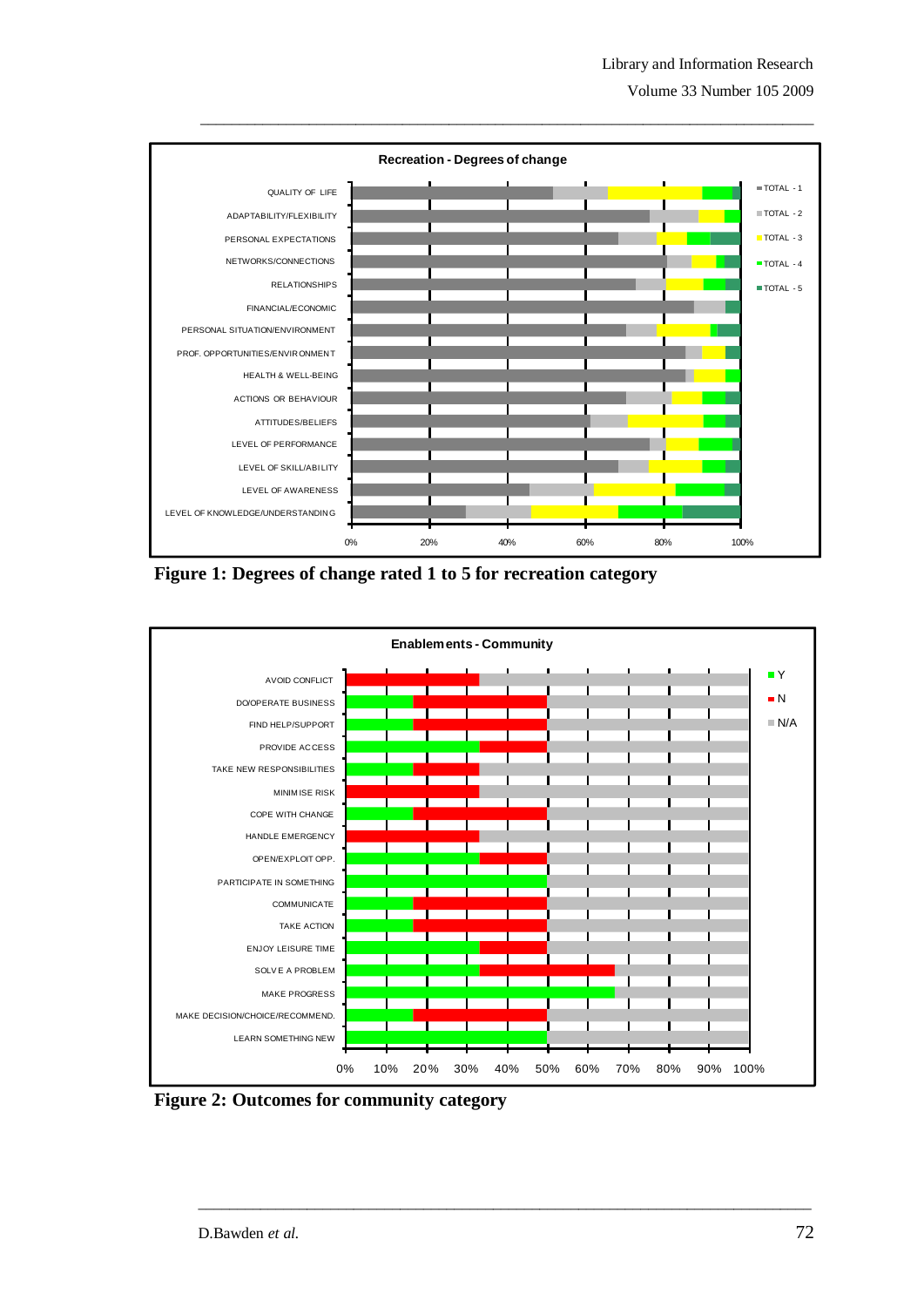Recreation - Degrees of change

QUALITY OF LIFE
ADAPTABILITY/FLEXIBILITY
PERSONAL EXPECTATIONS
NETWORKS/CONNECTIONS
RELATIONSHIPS
FINANCIAL/ECONOMIC
PERSONAL SITUATION/ENVIRONMENT
PROF. OPPORTUNITIES/ENVIRONMENT
HEALTH & WELL-BEING
ACTIONS OR BEHAVIOUR
ATTITUDES/BELIEFS
LEVEL OF PERFORMANCE
LEVEL OF SKILL/ABILITY
LEVEL OF AWARENESS
LEVEL OF KNOWLEDGE/UNDERSTANDING

0% 20% 40% 60% 80% 100%

TOTAL - 1
TOTAL - 2
TOTAL - 3
TOTAL - 4
TOTAL - 5

**Figure 1: Degrees of change rated 1 to 5 for recreation category**

Enablements - Community

AVOID CONFLICT
DO/OPERATE BUSINESS
FIND HELP/SUPPORT
PROVIDE ACCESS
TAKE NEW RESPONSIBILITIES
MINIMISE RISK
COPE WITH CHANGE
HANDLE EMERGENCY
OPEN/EXPLOIT OPP.
PARTICIPATE IN SOMETHING
COMMUNICATE
TAKE ACTION
ENJOY LEISURE TIME
SOLVE A PROBLEM
MAKE PROGRESS
MAKE DECISION/CHOICE/RECOMMEND.
LEARN SOMETHING NEW

0% 10% 20% 30% 40% 50% 60% 70% 80% 90% 100%

Y
N
N/A

**Figure 2: Outcomes for community category**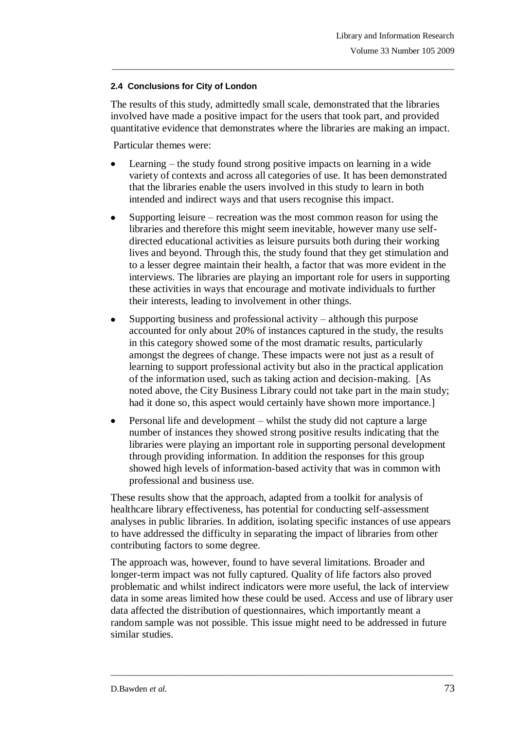### 2.4 Conclusions for City of London

The results of this study, admittedly small scale, demonstrated that the libraries involved have made a positive impact for the users that took part, and provided quantitative evidence that demonstrates where the libraries are making an impact.

Particular themes were:

- Learning – the study found strong positive impacts on learning in a wide variety of contexts and across all categories of use. It has been demonstrated that the libraries enable the users involved in this study to learn in both intended and indirect ways and that users recognise this impact.
- Supporting leisure – recreation was the most common reason for using the libraries and therefore this might seem inevitable, however many use self-directed educational activities as leisure pursuits both during their working lives and beyond. Through this, the study found that they get stimulation and to a lesser degree maintain their health, a factor that was more evident in the interviews. The libraries are playing an important role for users in supporting these activities in ways that encourage and motivate individuals to further their interests, leading to involvement in other things.
- Supporting business and professional activity – although this purpose accounted for only about 20% of instances captured in the study, the results in this category showed some of the most dramatic results, particularly amongst the degrees of change. These impacts were not just as a result of learning to support professional activity but also in the practical application of the information used, such as taking action and decision-making. [As noted above, the City Business Library could not take part in the main study; had it done so, this aspect would certainly have shown more importance.]
- Personal life and development – whilst the study did not capture a large number of instances they showed strong positive results indicating that the libraries were playing an important role in supporting personal development through providing information. In addition the responses for this group showed high levels of information-based activity that was in common with professional and business use.

These results show that the approach, adapted from a toolkit for analysis of healthcare library effectiveness, has potential for conducting self-assessment analyses in public libraries. In addition, isolating specific instances of use appears to have addressed the difficulty in separating the impact of libraries from other contributing factors to some degree.

The approach was, however, found to have several limitations. Broader and longer-term impact was not fully captured. Quality of life factors also proved problematic and whilst indirect indicators were more useful, the lack of interview data in some areas limited how these could be used. Access and use of library user data affected the distribution of questionnaires, which importantly meant a random sample was not possible. This issue might need to be addressed in future similar studies.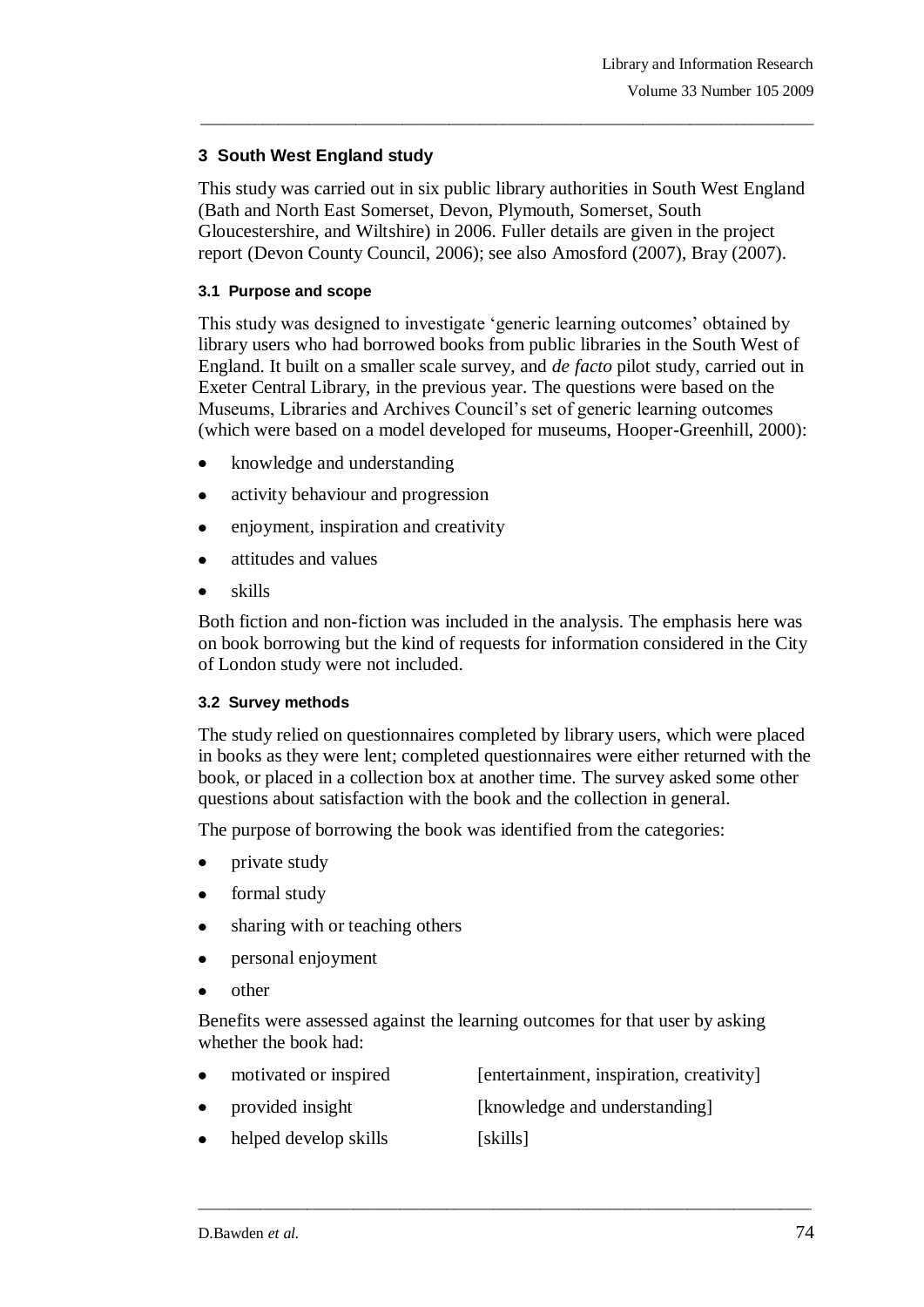## 3 South West England study

This study was carried out in six public library authorities in South West England (Bath and North East Somerset, Devon, Plymouth, Somerset, South Gloucestershire, and Wiltshire) in 2006. Fuller details are given in the project report (Devon County Council, 2006); see also Amosford (2007), Bray (2007).

### 3.1 Purpose and scope

This study was designed to investigate 'generic learning outcomes' obtained by library users who had borrowed books from public libraries in the South West of England. It built on a smaller scale survey, and *de facto* pilot study, carried out in Exeter Central Library, in the previous year. The questions were based on the Museums, Libraries and Archives Council's set of generic learning outcomes (which were based on a model developed for museums, Hooper-Greenhill, 2000):

- knowledge and understanding
- activity behaviour and progression
- enjoyment, inspiration and creativity
- attitudes and values
- skills

Both fiction and non-fiction was included in the analysis. The emphasis here was on book borrowing but the kind of requests for information considered in the City of London study were not included.

### 3.2 Survey methods

The study relied on questionnaires completed by library users, which were placed in books as they were lent; completed questionnaires were either returned with the book, or placed in a collection box at another time. The survey asked some other questions about satisfaction with the book and the collection in general.

The purpose of borrowing the book was identified from the categories:

- private study
- formal study
- sharing with or teaching others
- personal enjoyment
- other

Benefits were assessed against the learning outcomes for that user by asking whether the book had:

- motivated or inspired [entertainment, inspiration, creativity]
- provided insight [knowledge and understanding]
- helped develop skills [skills]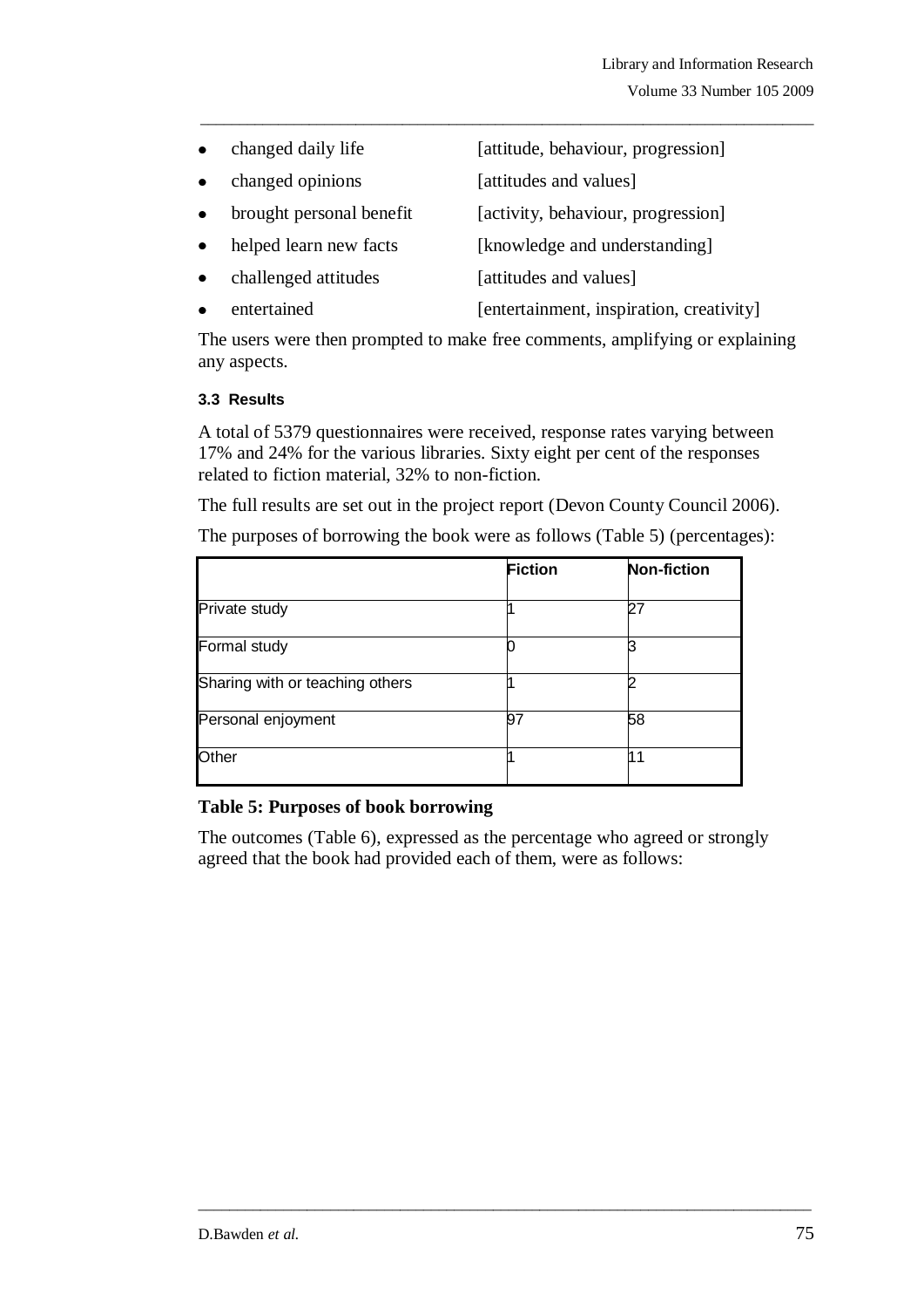- changed daily life [attitude, behaviour, progression]
- changed opinions [attitudes and values]
- brought personal benefit [activity, behaviour, progression]
- helped learn new facts [knowledge and understanding]
- challenged attitudes [attitudes and values]
- entertained [entertainment, inspiration, creativity]

The users were then prompted to make free comments, amplifying or explaining any aspects.

#### 3.3 Results

A total of 5379 questionnaires were received, response rates varying between 17% and 24% for the various libraries. Sixty eight per cent of the responses related to fiction material, 32% to non-fiction.

The full results are set out in the project report (Devon County Council 2006).

The purposes of borrowing the book were as follows (Table 5) (percentages):

| | Fiction | Non-fiction |
|---|---|---|
| Private study | 1 | 27 |
| Formal study | 0 | 3 |
| Sharing with or teaching others | 1 | 2 |
| Personal enjoyment | 97 | 58 |
| Other | 1 | 11 |

**Table 5: Purposes of book borrowing**

The outcomes (Table 6), expressed as the percentage who agreed or strongly agreed that the book had provided each of them, were as follows: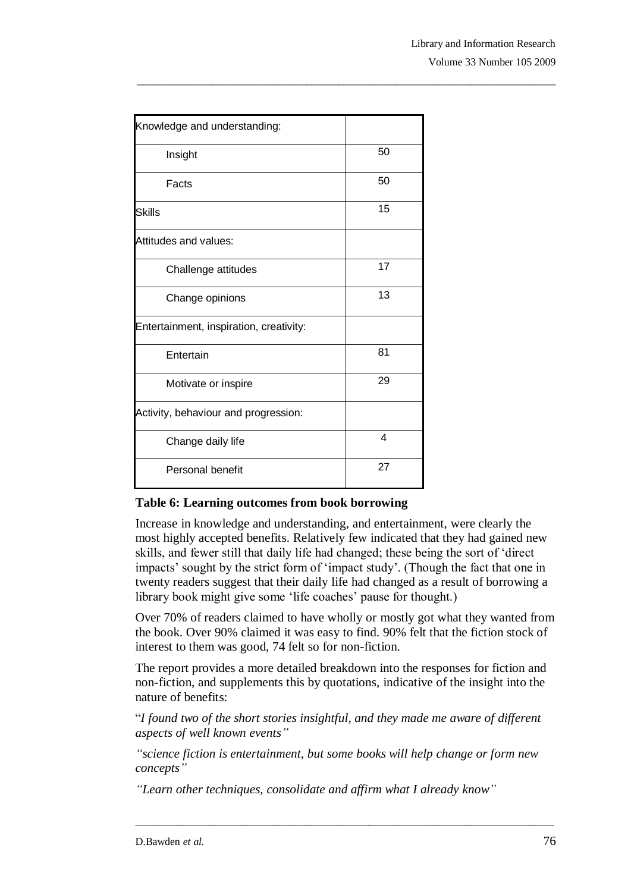| | |
|---|---|
| Knowledge and understanding: | |
| Insight | 50 |
| Facts | 50 |
| Skills | 15 |
| Attitudes and values: | |
| Challenge attitudes | 17 |
| Change opinions | 13 |
| Entertainment, inspiration, creativity: | |
| Entertain | 81 |
| Motivate or inspire | 29 |
| Activity, behaviour and progression: | |
| Change daily life | 4 |
| Personal benefit | 27 |

**Table 6: Learning outcomes from book borrowing**

Increase in knowledge and understanding, and entertainment, were clearly the most highly accepted benefits. Relatively few indicated that they had gained new skills, and fewer still that daily life had changed; these being the sort of 'direct impacts' sought by the strict form of 'impact study'. (Though the fact that one in twenty readers suggest that their daily life had changed as a result of borrowing a library book might give some 'life coaches' pause for thought.)

Over 70% of readers claimed to have wholly or mostly got what they wanted from the book. Over 90% claimed it was easy to find. 90% felt that the fiction stock of interest to them was good, 74 felt so for non-fiction.

The report provides a more detailed breakdown into the responses for fiction and non-fiction, and supplements this by quotations, indicative of the insight into the nature of benefits:

"*I found two of the short stories insightful, and they made me aware of different aspects of well known events"*

*"science fiction is entertainment, but some books will help change or form new concepts"*

*"Learn other techniques, consolidate and affirm what I already know"*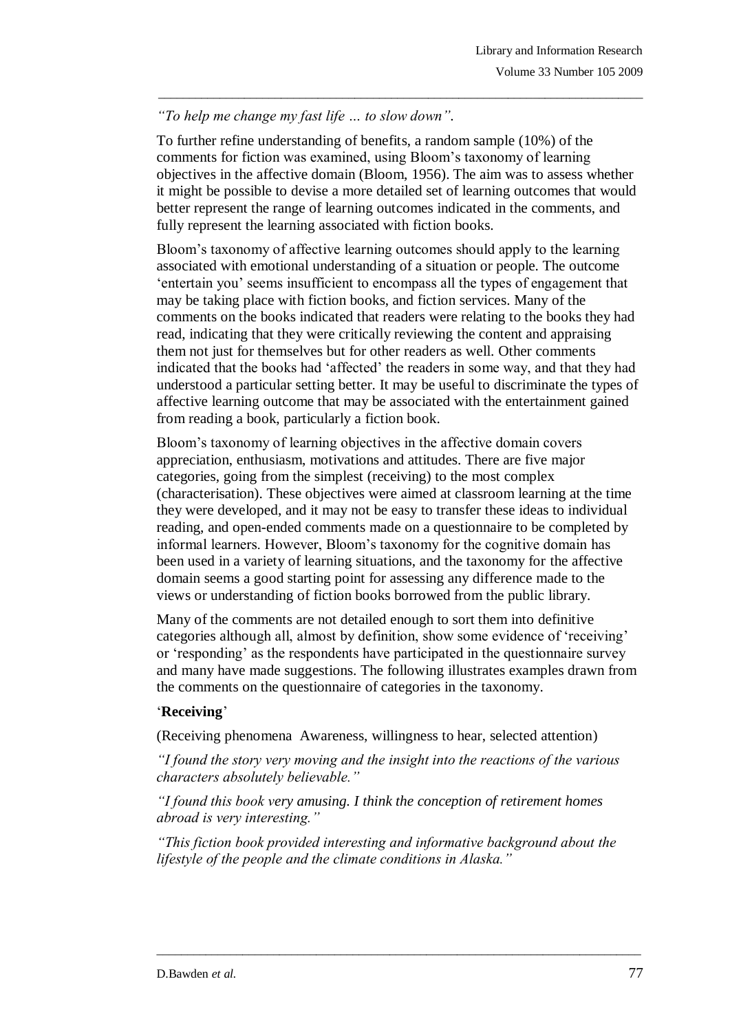*"To help me change my fast life … to slow down".*

To further refine understanding of benefits, a random sample (10%) of the comments for fiction was examined, using Bloom's taxonomy of learning objectives in the affective domain (Bloom, 1956). The aim was to assess whether it might be possible to devise a more detailed set of learning outcomes that would better represent the range of learning outcomes indicated in the comments, and fully represent the learning associated with fiction books.

Bloom's taxonomy of affective learning outcomes should apply to the learning associated with emotional understanding of a situation or people. The outcome 'entertain you' seems insufficient to encompass all the types of engagement that may be taking place with fiction books, and fiction services. Many of the comments on the books indicated that readers were relating to the books they had read, indicating that they were critically reviewing the content and appraising them not just for themselves but for other readers as well. Other comments indicated that the books had 'affected' the readers in some way, and that they had understood a particular setting better. It may be useful to discriminate the types of affective learning outcome that may be associated with the entertainment gained from reading a book, particularly a fiction book.

Bloom's taxonomy of learning objectives in the affective domain covers appreciation, enthusiasm, motivations and attitudes. There are five major categories, going from the simplest (receiving) to the most complex (characterisation). These objectives were aimed at classroom learning at the time they were developed, and it may not be easy to transfer these ideas to individual reading, and open-ended comments made on a questionnaire to be completed by informal learners. However, Bloom's taxonomy for the cognitive domain has been used in a variety of learning situations, and the taxonomy for the affective domain seems a good starting point for assessing any difference made to the views or understanding of fiction books borrowed from the public library.

Many of the comments are not detailed enough to sort them into definitive categories although all, almost by definition, show some evidence of 'receiving' or 'responding' as the respondents have participated in the questionnaire survey and many have made suggestions. The following illustrates examples drawn from the comments on the questionnaire of categories in the taxonomy.

'**Receiving**'

(Receiving phenomena Awareness, willingness to hear, selected attention)

*"I found the story very moving and the insight into the reactions of the various characters absolutely believable."*

*"I found this book very amusing. I think the conception of retirement homes abroad is very interesting."*

*"This fiction book provided interesting and informative background about the lifestyle of the people and the climate conditions in Alaska."*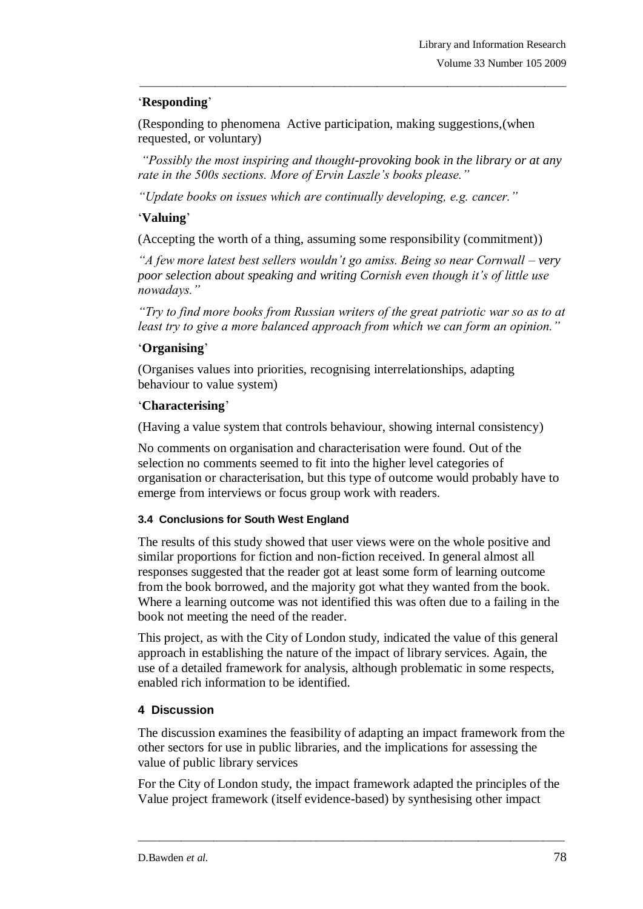'**Responding**'

(Responding to phenomena  Active participation, making suggestions,(when requested, or voluntary)

*"Possibly the most inspiring and thought-provoking book in the library or at any rate in the 500s sections. More of Ervin Laszle's books please."*

*"Update books on issues which are continually developing, e.g. cancer."*

'**Valuing**'

(Accepting the worth of a thing, assuming some responsibility (commitment))

*"A few more latest best sellers wouldn't go amiss. Being so near Cornwall – very poor selection about speaking and writing Cornish even though it's of little use nowadays."*

*"Try to find more books from Russian writers of the great patriotic war so as to at least try to give a more balanced approach from which we can form an opinion."*

'**Organising**'

(Organises values into priorities, recognising interrelationships, adapting behaviour to value system)

'**Characterising**'

(Having a value system that controls behaviour, showing internal consistency)

No comments on organisation and characterisation were found. Out of the selection no comments seemed to fit into the higher level categories of organisation or characterisation, but this type of outcome would probably have to emerge from interviews or focus group work with readers.

### 3.4 Conclusions for South West England

The results of this study showed that user views were on the whole positive and similar proportions for fiction and non-fiction received. In general almost all responses suggested that the reader got at least some form of learning outcome from the book borrowed, and the majority got what they wanted from the book. Where a learning outcome was not identified this was often due to a failing in the book not meeting the need of the reader.

This project, as with the City of London study, indicated the value of this general approach in establishing the nature of the impact of library services. Again, the use of a detailed framework for analysis, although problematic in some respects, enabled rich information to be identified.

## 4 Discussion

The discussion examines the feasibility of adapting an impact framework from the other sectors for use in public libraries, and the implications for assessing the value of public library services

For the City of London study, the impact framework adapted the principles of the Value project framework (itself evidence-based) by synthesising other impact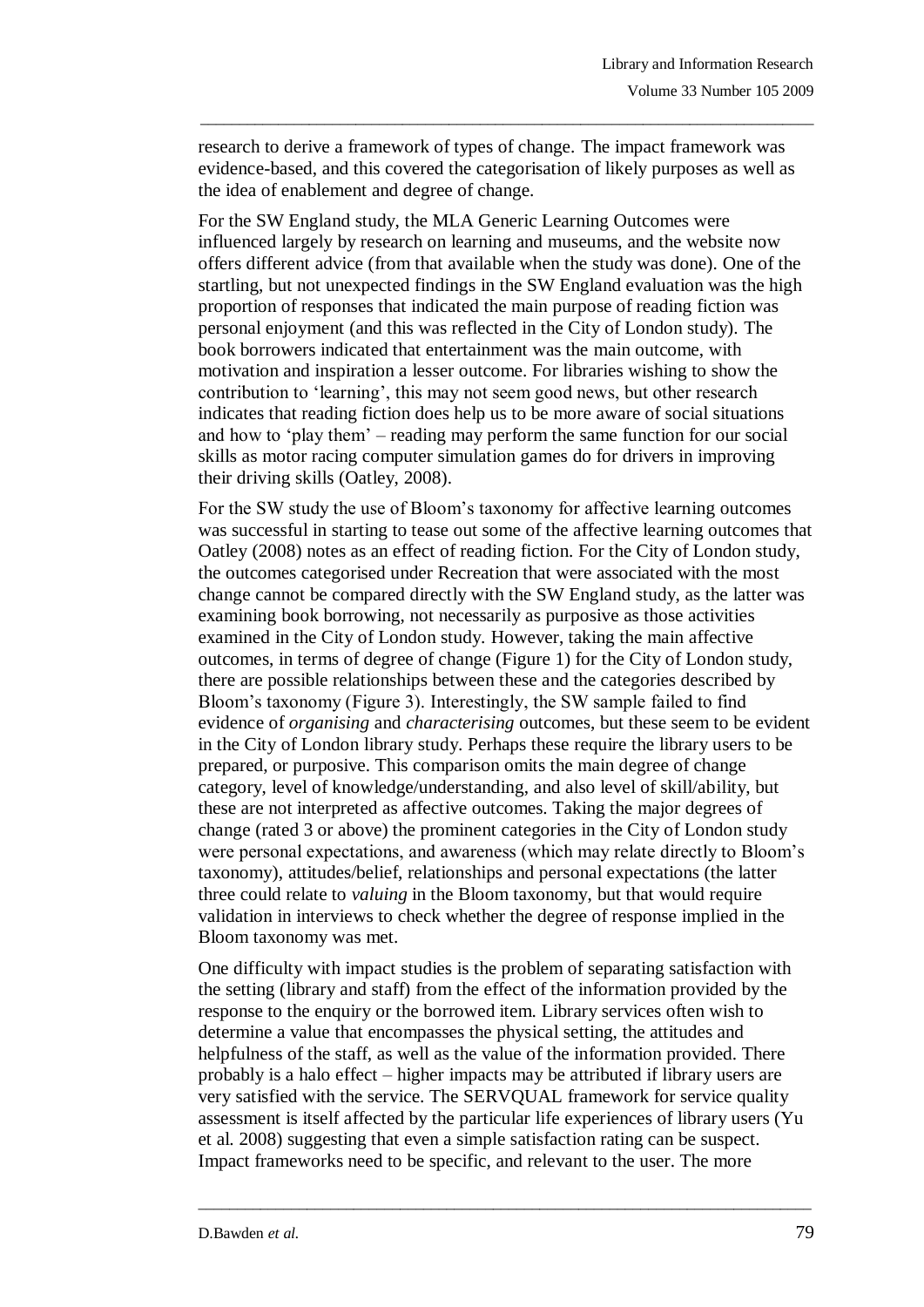research to derive a framework of types of change. The impact framework was evidence-based, and this covered the categorisation of likely purposes as well as the idea of enablement and degree of change.

For the SW England study, the MLA Generic Learning Outcomes were influenced largely by research on learning and museums, and the website now offers different advice (from that available when the study was done). One of the startling, but not unexpected findings in the SW England evaluation was the high proportion of responses that indicated the main purpose of reading fiction was personal enjoyment (and this was reflected in the City of London study). The book borrowers indicated that entertainment was the main outcome, with motivation and inspiration a lesser outcome. For libraries wishing to show the contribution to 'learning', this may not seem good news, but other research indicates that reading fiction does help us to be more aware of social situations and how to 'play them' – reading may perform the same function for our social skills as motor racing computer simulation games do for drivers in improving their driving skills (Oatley, 2008).

For the SW study the use of Bloom's taxonomy for affective learning outcomes was successful in starting to tease out some of the affective learning outcomes that Oatley (2008) notes as an effect of reading fiction. For the City of London study, the outcomes categorised under Recreation that were associated with the most change cannot be compared directly with the SW England study, as the latter was examining book borrowing, not necessarily as purposive as those activities examined in the City of London study. However, taking the main affective outcomes, in terms of degree of change (Figure 1) for the City of London study, there are possible relationships between these and the categories described by Bloom's taxonomy (Figure 3). Interestingly, the SW sample failed to find evidence of *organising* and *characterising* outcomes, but these seem to be evident in the City of London library study. Perhaps these require the library users to be prepared, or purposive. This comparison omits the main degree of change category, level of knowledge/understanding, and also level of skill/ability, but these are not interpreted as affective outcomes. Taking the major degrees of change (rated 3 or above) the prominent categories in the City of London study were personal expectations, and awareness (which may relate directly to Bloom's taxonomy), attitudes/belief, relationships and personal expectations (the latter three could relate to *valuing* in the Bloom taxonomy, but that would require validation in interviews to check whether the degree of response implied in the Bloom taxonomy was met.

One difficulty with impact studies is the problem of separating satisfaction with the setting (library and staff) from the effect of the information provided by the response to the enquiry or the borrowed item. Library services often wish to determine a value that encompasses the physical setting, the attitudes and helpfulness of the staff, as well as the value of the information provided. There probably is a halo effect – higher impacts may be attributed if library users are very satisfied with the service. The SERVQUAL framework for service quality assessment is itself affected by the particular life experiences of library users (Yu et al. 2008) suggesting that even a simple satisfaction rating can be suspect. Impact frameworks need to be specific, and relevant to the user. The more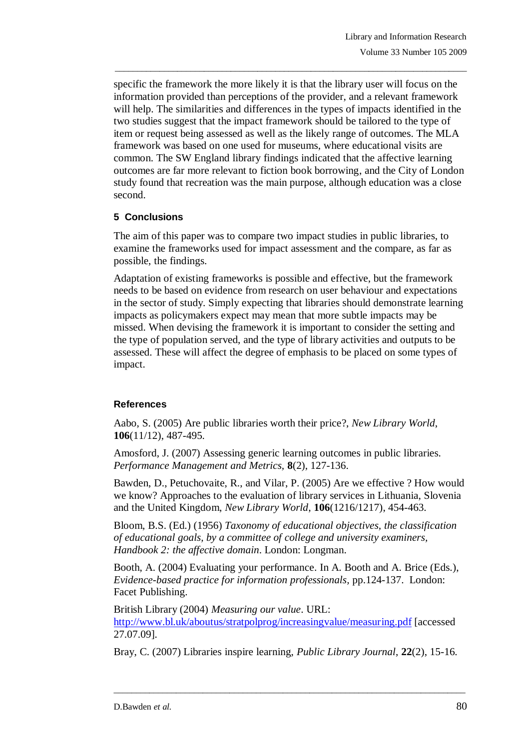specific the framework the more likely it is that the library user will focus on the information provided than perceptions of the provider, and a relevant framework will help. The similarities and differences in the types of impacts identified in the two studies suggest that the impact framework should be tailored to the type of item or request being assessed as well as the likely range of outcomes. The MLA framework was based on one used for museums, where educational visits are common. The SW England library findings indicated that the affective learning outcomes are far more relevant to fiction book borrowing, and the City of London study found that recreation was the main purpose, although education was a close second.

## 5 Conclusions

The aim of this paper was to compare two impact studies in public libraries, to examine the frameworks used for impact assessment and the compare, as far as possible, the findings.

Adaptation of existing frameworks is possible and effective, but the framework needs to be based on evidence from research on user behaviour and expectations in the sector of study. Simply expecting that libraries should demonstrate learning impacts as policymakers expect may mean that more subtle impacts may be missed. When devising the framework it is important to consider the setting and the type of population served, and the type of library activities and outputs to be assessed. These will affect the degree of emphasis to be placed on some types of impact.

## References

Aabo, S. (2005) Are public libraries worth their price?, *New Library World*, **106**(11/12), 487-495.

Amosford, J. (2007) Assessing generic learning outcomes in public libraries. *Performance Management and Metrics,* **8**(2), 127-136.

Bawden, D., Petuchovaite, R., and Vilar, P. (2005) Are we effective ? How would we know? Approaches to the evaluation of library services in Lithuania, Slovenia and the United Kingdom, *New Library World*, **106**(1216/1217), 454-463.

Bloom, B.S. (Ed.) (1956) *Taxonomy of educational objectives, the classification of educational goals, by a committee of college and university examiners, Handbook 2: the affective domain*. London: Longman.

Booth, A. (2004) Evaluating your performance. In A. Booth and A. Brice (Eds.), *Evidence-based practice for information professionals,* pp.124-137. London: Facet Publishing.

British Library (2004) *Measuring our value*. URL: http://www.bl.uk/aboutus/stratpolprog/increasingvalue/measuring.pdf [accessed 27.07.09].

Bray, C. (2007) Libraries inspire learning, *Public Library Journal*, **22**(2), 15-16.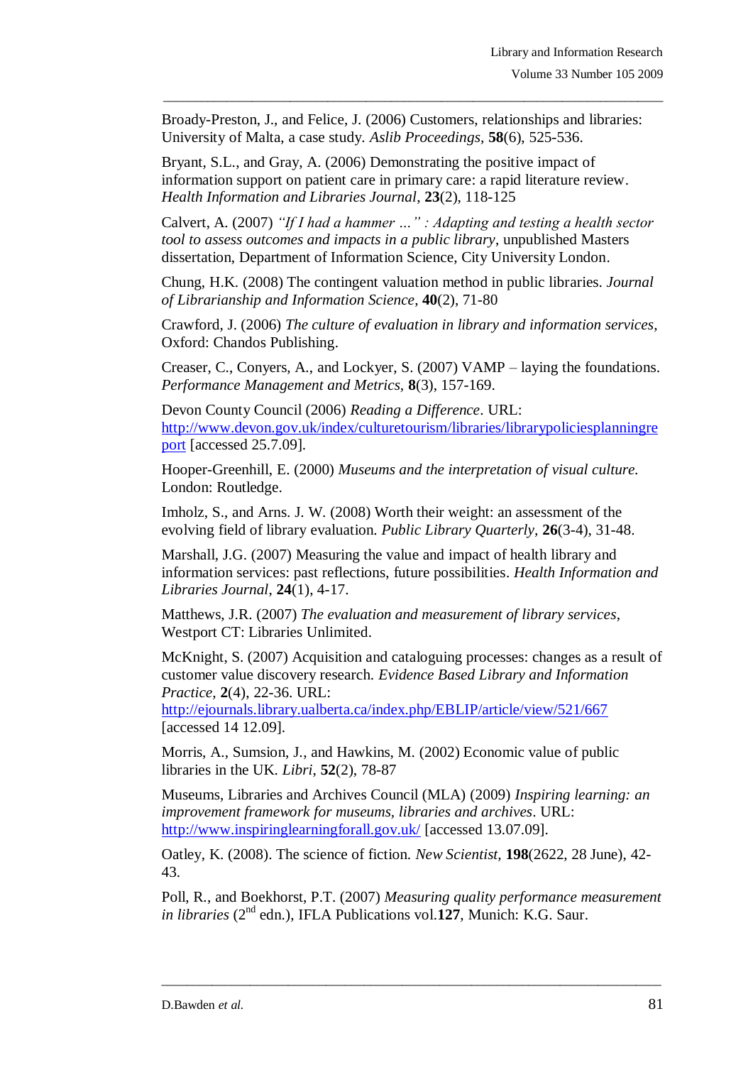Broady-Preston, J., and Felice, J. (2006) Customers, relationships and libraries: University of Malta, a case study. *Aslib Proceedings,* **58**(6), 525-536.

Bryant, S.L., and Gray, A. (2006) Demonstrating the positive impact of information support on patient care in primary care: a rapid literature review. *Health Information and Libraries Journal*, **23**(2), 118-125

Calvert, A. (2007) *"If I had a hammer …" : Adapting and testing a health sector tool to assess outcomes and impacts in a public library*, unpublished Masters dissertation, Department of Information Science, City University London.

Chung, H.K. (2008) The contingent valuation method in public libraries. *Journal of Librarianship and Information Science*, **40**(2), 71-80

Crawford, J. (2006) *The culture of evaluation in library and information services*, Oxford: Chandos Publishing.

Creaser, C., Conyers, A., and Lockyer, S. (2007) VAMP – laying the foundations. *Performance Management and Metrics,* **8**(3), 157-169.

Devon County Council (2006) *Reading a Difference*. URL: http://www.devon.gov.uk/index/culturetourism/libraries/librarypoliciesplanningreport [accessed 25.7.09].

Hooper-Greenhill, E. (2000) *Museums and the interpretation of visual culture.* London: Routledge.

Imholz, S., and Arns. J. W. (2008) Worth their weight: an assessment of the evolving field of library evaluation. *Public Library Quarterly*, **26**(3-4), 31-48.

Marshall, J.G. (2007) Measuring the value and impact of health library and information services: past reflections, future possibilities. *Health Information and Libraries Journal*, **24**(1), 4-17.

Matthews, J.R. (2007) *The evaluation and measurement of library services*, Westport CT: Libraries Unlimited.

McKnight, S. (2007) Acquisition and cataloguing processes: changes as a result of customer value discovery research. *Evidence Based Library and Information Practice,* **2**(4), 22-36. URL: http://ejournals.library.ualberta.ca/index.php/EBLIP/article/view/521/667 [accessed 14 12.09].

Morris, A., Sumsion, J., and Hawkins, M. (2002) Economic value of public libraries in the UK. *Libri,* **52**(2), 78-87

Museums, Libraries and Archives Council (MLA) (2009) *Inspiring learning: an improvement framework for museums, libraries and archives*. URL: http://www.inspiringlearningforall.gov.uk/ [accessed 13.07.09].

Oatley, K. (2008). The science of fiction. *New Scientist,* **198**(2622, 28 June), 42-43.

Poll, R., and Boekhorst, P.T. (2007) *Measuring quality performance measurement in libraries* (2nd edn.), IFLA Publications vol.**127**, Munich: K.G. Saur.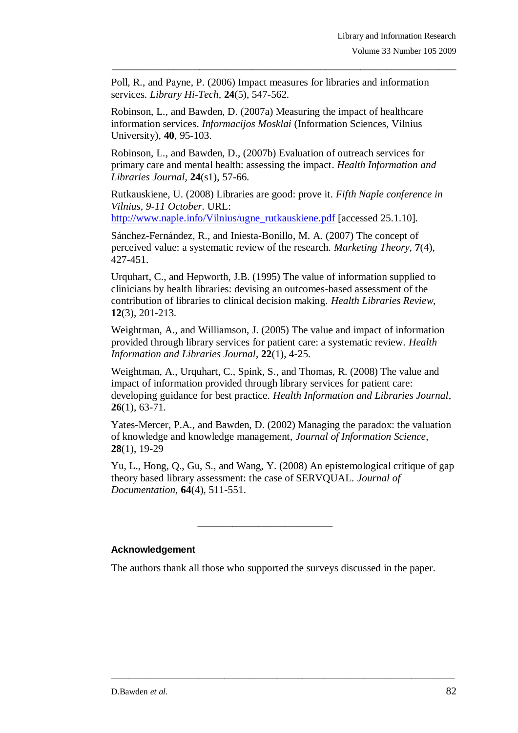Poll, R., and Payne, P. (2006) Impact measures for libraries and information services. *Library Hi-Tech*, **24**(5), 547-562.

Robinson, L., and Bawden, D. (2007a) Measuring the impact of healthcare information services. *Informacijos Mosklai* (Information Sciences, Vilnius University), **40**, 95-103.

Robinson, L., and Bawden, D., (2007b) Evaluation of outreach services for primary care and mental health: assessing the impact. *Health Information and Libraries Journal*, **24**(s1), 57-66.

Rutkauskiene, U. (2008) Libraries are good: prove it. *Fifth Naple conference in Vilnius, 9-11 October.* URL: http://www.naple.info/Vilnius/ugne_rutkauskiene.pdf [accessed 25.1.10].

Sánchez-Fernández, R., and Iniesta-Bonillo, M. A. (2007) The concept of perceived value: a systematic review of the research. *Marketing Theory*, **7**(4), 427-451.

Urquhart, C., and Hepworth, J.B. (1995) The value of information supplied to clinicians by health libraries: devising an outcomes-based assessment of the contribution of libraries to clinical decision making. *Health Libraries Review*, **12**(3), 201-213.

Weightman, A., and Williamson, J. (2005) The value and impact of information provided through library services for patient care: a systematic review. *Health Information and Libraries Journal*, **22**(1), 4-25.

Weightman, A., Urquhart, C., Spink, S., and Thomas, R. (2008) The value and impact of information provided through library services for patient care: developing guidance for best practice. *Health Information and Libraries Journal*, **26**(1), 63-71.

Yates-Mercer, P.A., and Bawden, D. (2002) Managing the paradox: the valuation of knowledge and knowledge management, *Journal of Information Science*, **28**(1), 19-29

Yu, L., Hong, Q., Gu, S., and Wang, Y. (2008) An epistemological critique of gap theory based library assessment: the case of SERVQUAL. *Journal of Documentation*, **64**(4), 511-551.

---

## Acknowledgement

The authors thank all those who supported the surveys discussed in the paper.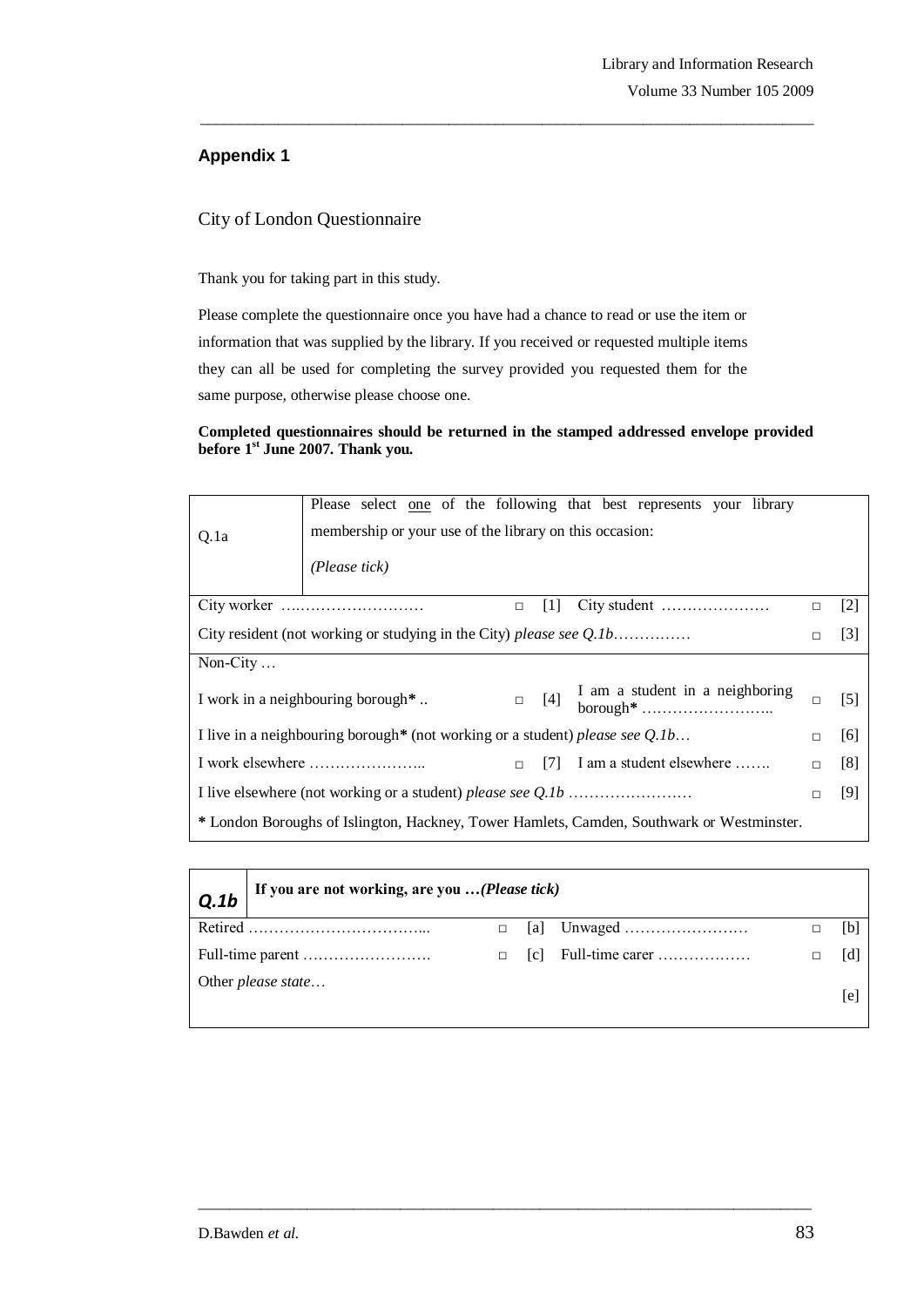## Appendix 1

City of London Questionnaire

Thank you for taking part in this study.

Please complete the questionnaire once you have had a chance to read or use the item or information that was supplied by the library. If you received or requested multiple items they can all be used for completing the survey provided you requested them for the same purpose, otherwise please choose one.

**Completed questionnaires should be returned in the stamped addressed envelope provided before 1st June 2007. Thank you.**

| Q.1a | Please select <u>one</u> of the following that best represents your library membership or your use of the library on this occasion: *(Please tick)* | | | | | |
|---|---|---|---|---|---|---|
| City worker ………………………… | | □ | [1] | City student ………………… | □ | [2] |
| City resident (not working or studying in the City) *please see Q.1b*…………… | | | | | □ | [3] |
| Non-City … | | | | | | |
| I work in a neighbouring borough* .. | | □ | [4] | I am a student in a neighboring borough* …………………….. | □ | [5] |
| I live in a neighbouring borough* (not working or a student) *please see Q.1b*… | | | | | □ | [6] |
| I work elsewhere ………………….. | | □ | [7] | I am a student elsewhere ……. | □ | [8] |
| I live elsewhere (not working or a student) *please see Q.1b* …………………… | | | | | □ | [9] |
| * London Boroughs of Islington, Hackney, Tower Hamlets, Camden, Southwark or Westminster. | | | | | | |

| ***Q.1b*** | **If you are not working, are you …*(Please tick)*** | | | | | |
|---|---|---|---|---|---|---|
| Retired …………………………….. | | □ | [a] | Unwaged …………………… | □ | [b] |
| Full-time parent ……………………. | | □ | [c] | Full-time carer ……………… | □ | [d] |
| Other *please state*… | | | | | | [e] |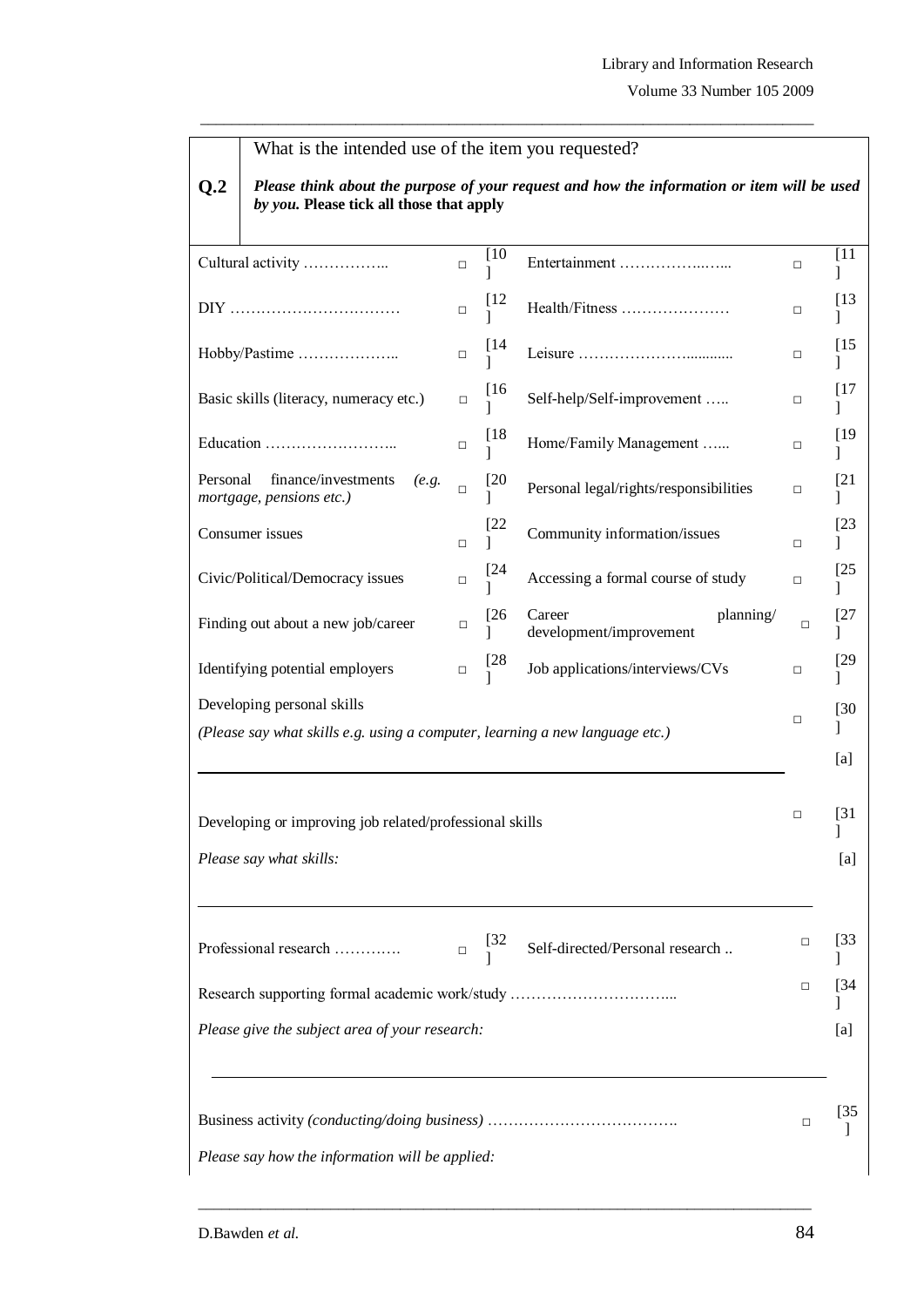| Q.2 | What is the intended use of the item you requested? *Please think about the purpose of your request and how the information or item will be used by you.* **Please tick all those that apply** | | | | |
|---|---|---|---|---|---|
| Cultural activity …………….. | □ | [10] | Entertainment ……………..…... | □ | [11] |
| DIY …………………………… | □ | [12] | Health/Fitness ………………… | □ | [13] |
| Hobby/Pastime ……………….. | □ | [14] | Leisure …………………............ | □ | [15] |
| Basic skills (literacy, numeracy etc.) | □ | [16] | Self-help/Self-improvement ….. | □ | [17] |
| Education …………………….. | □ | [18] | Home/Family Management …... | □ | [19] |
| Personal finance/investments *(e.g. mortgage, pensions etc.)* | □ | [20] | Personal legal/rights/responsibilities | □ | [21] |
| Consumer issues | □ | [22] | Community information/issues | □ | [23] |
| Civic/Political/Democracy issues | □ | [24] | Accessing a formal course of study | □ | [25] |
| Finding out about a new job/career | □ | [26] | Career planning/ development/improvement | □ | [27] |
| Identifying potential employers | □ | [28] | Job applications/interviews/CVs | □ | [29] |
| Developing personal skills *(Please say what skills e.g. using a computer, learning a new language etc.)* | | | | □ | [30] [a] |
| Developing or improving job related/professional skills *Please say what skills:* | | | | □ | [31] [a] |
| Professional research …………. | □ | [32] | Self-directed/Personal research .. | □ | [33] |
| Research supporting formal academic work/study …………………………... *Please give the subject area of your research:* | | | | □ | [34] [a] |
| Business activity *(conducting/doing business)* ………………………………. *Please say how the information will be applied:* | | | | □ | [35] |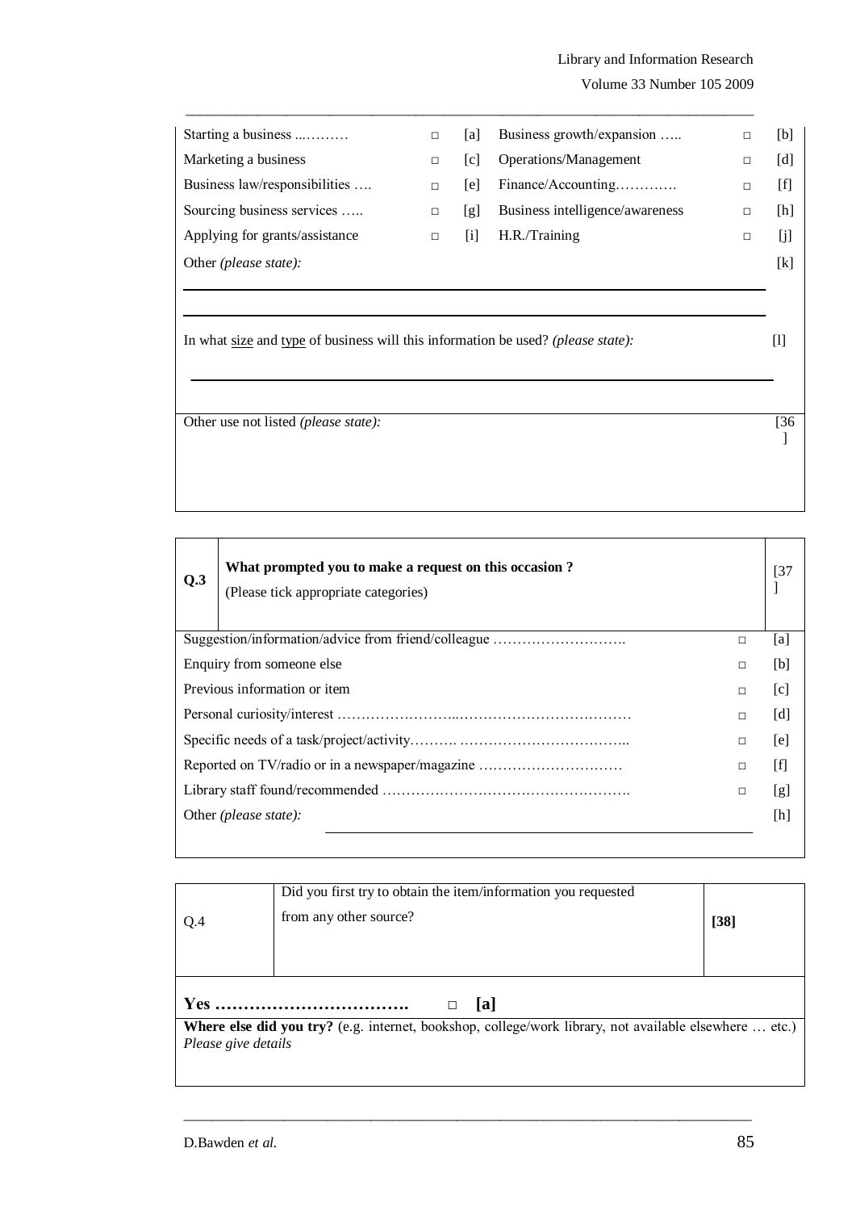| | | | | | |
|---|---|---|---|---|---|
| Starting a business ...……… | □ | [a] | Business growth/expansion ….. | □ | [b] |
| Marketing a business | □ | [c] | Operations/Management | □ | [d] |
| Business law/responsibilities …. | □ | [e] | Finance/Accounting…………. | □ | [f] |
| Sourcing business services ….. | □ | [g] | Business intelligence/awareness | □ | [h] |
| Applying for grants/assistance | □ | [i] | H.R./Training | □ | [j] |
| Other *(please state):* | | | | | [k] |

In what size and type of business will this information be used? *(please state):* [l]

Other use not listed *(please state):* [36]

| Q.3 | What prompted you to make a request on this occasion ? (Please tick appropriate categories) | | [37] |
|---|---|---|---|
| | Suggestion/information/advice from friend/colleague ………………………. | □ | [a] |
| | Enquiry from someone else | □ | [b] |
| | Previous information or item | □ | [c] |
| | Personal curiosity/interest ……………………..……………………………… | □ | [d] |
| | Specific needs of a task/project/activity………. …………………………….. | □ | [e] |
| | Reported on TV/radio or in a newspaper/magazine ………………………… | □ | [f] |
| | Library staff found/recommended ……………………………………………. | □ | [g] |
| | Other *(please state):* | | [h] |

| Q.4 | Did you first try to obtain the item/information you requested from any other source? | **[38]** |
|---|---|---|

**Yes …………………………….** □ **[a]**

**Where else did you try?** (e.g. internet, bookshop, college/work library, not available elsewhere … etc.) *Please give details*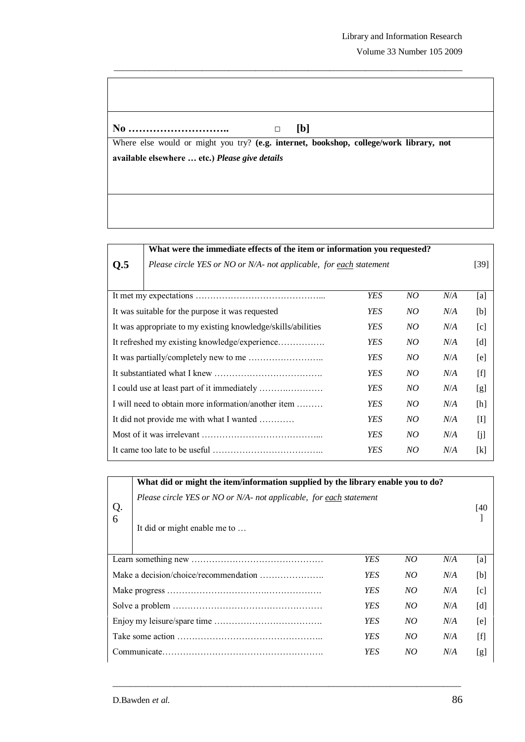**No ………………………..** □ **[b]**

Where else would or might you try? **(e.g. internet, bookshop, college/work library, not available elsewhere … etc.)** ***Please give details***

| **Q.5** | **What were the immediate effects of the item or information you requested?** *Please circle YES or NO or N/A- not applicable, for each statement* | | | | [39] |
|---|---|---|---|---|---|
| It met my expectations ……………………………………... | | *YES* | *NO* | *N/A* | [a] |
| It was suitable for the purpose it was requested | | *YES* | *NO* | *N/A* | [b] |
| It was appropriate to my existing knowledge/skills/abilities | | *YES* | *NO* | *N/A* | [c] |
| It refreshed my existing knowledge/experience……………. | | *YES* | *NO* | *N/A* | [d] |
| It was partially/completely new to me …………………….. | | *YES* | *NO* | *N/A* | [e] |
| It substantiated what I knew ………………………………. | | *YES* | *NO* | *N/A* | [f] |
| I could use at least part of it immediately ………………… | | *YES* | *NO* | *N/A* | [g] |
| I will need to obtain more information/another item ……… | | *YES* | *NO* | *N/A* | [h] |
| It did not provide me with what I wanted ………… | | *YES* | *NO* | *N/A* | [I] |
| Most of it was irrelevant …………………………………... | | *YES* | *NO* | *N/A* | [j] |
| It came too late to be useful ……………………………….. | | *YES* | *NO* | *N/A* | [k] |

| Q. 6 | **What did or might the item/information supplied by the library enable you to do?** *Please circle YES or NO or N/A- not applicable, for each statement* It did or might enable me to … | | | | [40] |
|---|---|---|---|---|---|
| Learn something new ……………………………………… | | *YES* | *NO* | *N/A* | [a] |
| Make a decision/choice/recommendation …………………. | | *YES* | *NO* | *N/A* | [b] |
| Make progress ……………………………………………. | | *YES* | *NO* | *N/A* | [c] |
| Solve a problem …………………………………………… | | *YES* | *NO* | *N/A* | [d] |
| Enjoy my leisure/spare time ………………………………. | | *YES* | *NO* | *N/A* | [e] |
| Take some action ………………………………………….. | | *YES* | *NO* | *N/A* | [f] |
| Communicate………………………………………………. | | *YES* | *NO* | *N/A* | [g] |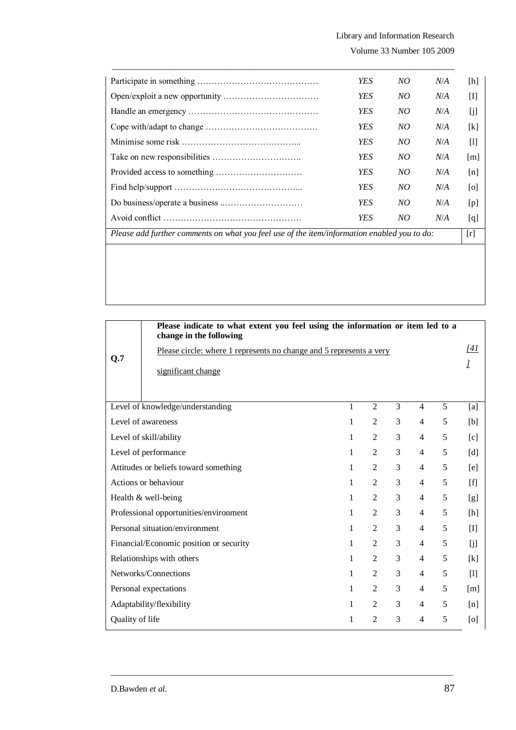| | | | | |
|---|---|---|---|---|
| Participate in something …………………………………… | *YES* | *NO* | *N/A* | [h] |
| Open/exploit a new opportunity …………………………… | *YES* | *NO* | *N/A* | [I] |
| Handle an emergency ……………………………………… | *YES* | *NO* | *N/A* | [j] |
| Cope with/adapt to change ………………………………. | *YES* | *NO* | *N/A* | [k] |
| Minimise some risk ………………………………….. | *YES* | *NO* | *N/A* | [l] |
| Take on new responsibilities …………………………. | *YES* | *NO* | *N/A* | [m] |
| Provided access to something ………………………… | *YES* | *NO* | *N/A* | [n] |
| Find help/support ………………………………….... | *YES* | *NO* | *N/A* | [o] |
| Do business/operate a business ..……………………… | *YES* | *NO* | *N/A* | [p] |
| Avoid conflict ………………………………………… | *YES* | *NO* | *N/A* | [q] |
| *Please add further comments on what you feel use of the item/information enabled you to do:* | | | | [r] |

| **Q.7** | **Please indicate to what extent you feel using the information or item led to a change in the following** <br> Please circle: where 1 represents no change and 5 represents a very significant change | | | | | [41] |
|---|---|---|---|---|---|---|
| Level of knowledge/understanding | 1 | 2 | 3 | 4 | 5 | [a] |
| Level of awareness | 1 | 2 | 3 | 4 | 5 | [b] |
| Level of skill/ability | 1 | 2 | 3 | 4 | 5 | [c] |
| Level of performance | 1 | 2 | 3 | 4 | 5 | [d] |
| Attitudes or beliefs toward something | 1 | 2 | 3 | 4 | 5 | [e] |
| Actions or behaviour | 1 | 2 | 3 | 4 | 5 | [f] |
| Health & well-being | 1 | 2 | 3 | 4 | 5 | [g] |
| Professional opportunities/environment | 1 | 2 | 3 | 4 | 5 | [h] |
| Personal situation/environment | 1 | 2 | 3 | 4 | 5 | [I] |
| Financial/Economic position or security | 1 | 2 | 3 | 4 | 5 | [j] |
| Relationships with others | 1 | 2 | 3 | 4 | 5 | [k] |
| Networks/Connections | 1 | 2 | 3 | 4 | 5 | [l] |
| Personal expectations | 1 | 2 | 3 | 4 | 5 | [m] |
| Adaptability/flexibility | 1 | 2 | 3 | 4 | 5 | [n] |
| Quality of life | 1 | 2 | 3 | 4 | 5 | [o] |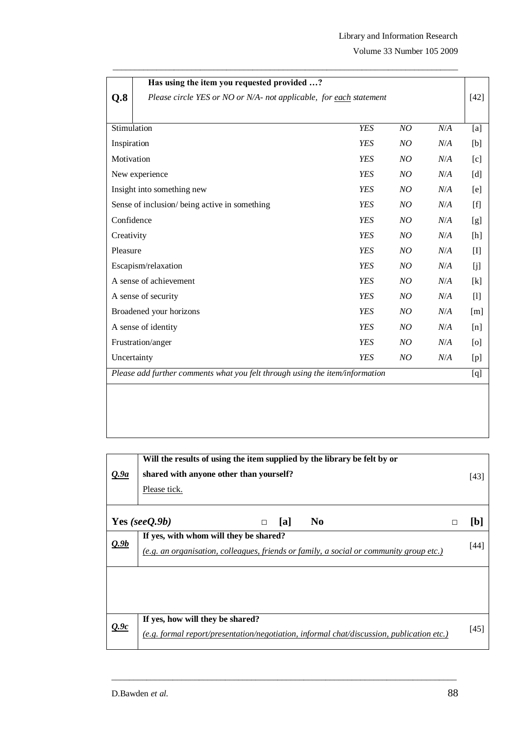| | | | | | |
|---|---|---|---|---|---|
| **Q.8** | **Has using the item you requested provided …?** *Please circle YES or NO or N/A- not applicable, for each statement* | | | | [42] |
| Stimulation | | *YES* | *NO* | *N/A* | [a] |
| Inspiration | | *YES* | *NO* | *N/A* | [b] |
| Motivation | | *YES* | *NO* | *N/A* | [c] |
| New experience | | *YES* | *NO* | *N/A* | [d] |
| Insight into something new | | *YES* | *NO* | *N/A* | [e] |
| Sense of inclusion/ being active in something | | *YES* | *NO* | *N/A* | [f] |
| Confidence | | *YES* | *NO* | *N/A* | [g] |
| Creativity | | *YES* | *NO* | *N/A* | [h] |
| Pleasure | | *YES* | *NO* | *N/A* | [I] |
| Escapism/relaxation | | *YES* | *NO* | *N/A* | [j] |
| A sense of achievement | | *YES* | *NO* | *N/A* | [k] |
| A sense of security | | *YES* | *NO* | *N/A* | [l] |
| Broadened your horizons | | *YES* | *NO* | *N/A* | [m] |
| A sense of identity | | *YES* | *NO* | *N/A* | [n] |
| Frustration/anger | | *YES* | *NO* | *N/A* | [o] |
| Uncertainty | | *YES* | *NO* | *N/A* | [p] |
| *Please add further comments what you felt through using the item/information* | | | | | [q] |

| | | | | | |
|---|---|---|---|---|---|
| ***Q.9a*** | **Will the results of using the item supplied by the library be felt by or shared with anyone other than yourself?** Please tick. | | | | [43] |
| **Yes** ***(seeQ.9b)*** | | □ **[a]** | **No** | □ | **[b]** |
| ***Q.9b*** | **If yes, with whom will they be shared?** *(e.g. an organisation, colleagues, friends or family, a social or community group etc.)* | | | | [44] |
| ***Q.9c*** | **If yes, how will they be shared?** *(e.g. formal report/presentation/negotiation, informal chat/discussion, publication etc.)* | | | | [45] |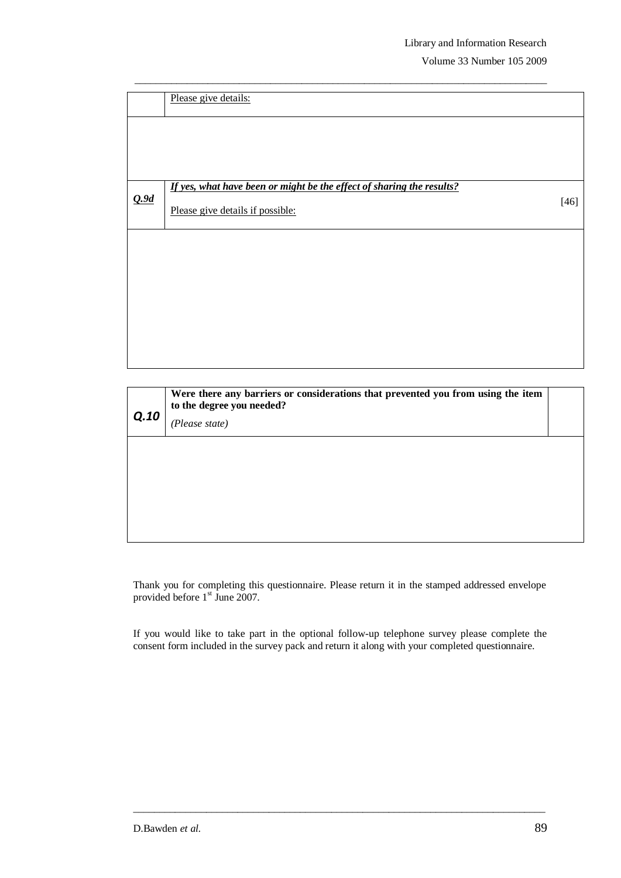| | | |
|---|---|---|
| | Please give details: | |
| | | |
| ***Q.9d*** | ***If yes, what have been or might be the effect of sharing the results?*** Please give details if possible: | [46] |
| | | |

| | | |
|---|---|---|
| ***Q.10*** | **Were there any barriers or considerations that prevented you from using the item to the degree you needed?** *(Please state)* | |
| | | |

Thank you for completing this questionnaire. Please return it in the stamped addressed envelope provided before 1st June 2007.

If you would like to take part in the optional follow-up telephone survey please complete the consent form included in the survey pack and return it along with your completed questionnaire.